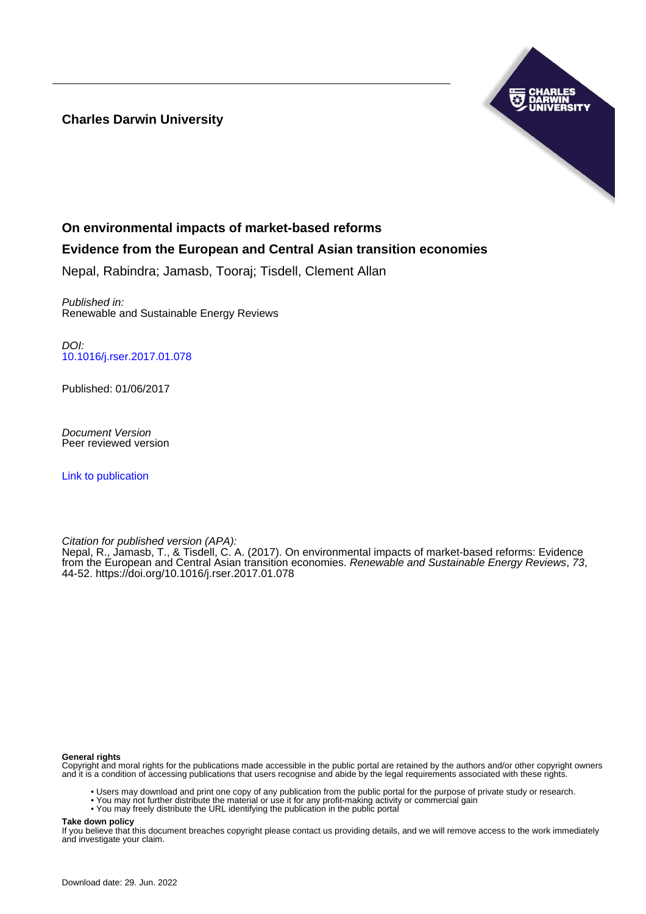**Charles Darwin University**

# On environmental impacts of market-based reforms

## Evidence from the European and Central Asian transition economies

Nepal, Rabindra; Jamasb, Tooraj; Tisdell, Clement Allan

*Published in:*
Renewable and Sustainable Energy Reviews

*DOI:*
10.1016/j.rser.2017.01.078

Published: 01/06/2017

*Document Version*
Peer reviewed version

Link to publication

*Citation for published version (APA):*
Nepal, R., Jamasb, T., & Tisdell, C. A. (2017). On environmental impacts of market-based reforms: Evidence from the European and Central Asian transition economies. *Renewable and Sustainable Energy Reviews*, *73*, 44-52. https://doi.org/10.1016/j.rser.2017.01.078

**General rights**
Copyright and moral rights for the publications made accessible in the public portal are retained by the authors and/or other copyright owners and it is a condition of accessing publications that users recognise and abide by the legal requirements associated with these rights.

- Users may download and print one copy of any publication from the public portal for the purpose of private study or research.
- You may not further distribute the material or use it for any profit-making activity or commercial gain
- You may freely distribute the URL identifying the publication in the public portal

**Take down policy**
If you believe that this document breaches copyright please contact us providing details, and we will remove access to the work immediately and investigate your claim.

Download date: 29. Jun. 2022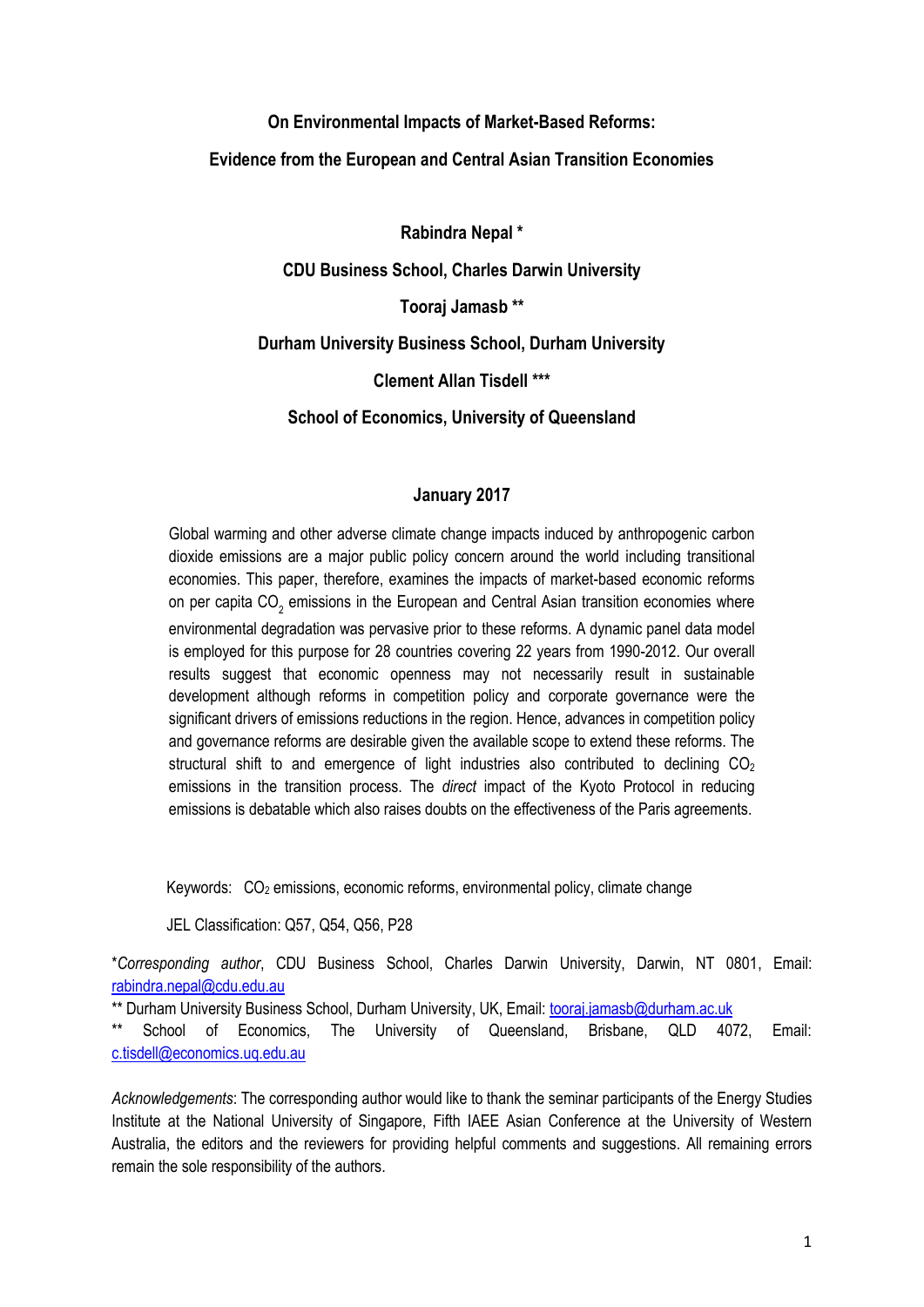**On Environmental Impacts of Market-Based Reforms:**

**Evidence from the European and Central Asian Transition Economies**

**Rabindra Nepal \***

**CDU Business School, Charles Darwin University**

**Tooraj Jamasb \*\***

**Durham University Business School, Durham University**

**Clement Allan Tisdell \*\*\***

**School of Economics, University of Queensland**

**January 2017**

Global warming and other adverse climate change impacts induced by anthropogenic carbon dioxide emissions are a major public policy concern around the world including transitional economies. This paper, therefore, examines the impacts of market-based economic reforms on per capita $CO_2$ emissions in the European and Central Asian transition economies where environmental degradation was pervasive prior to these reforms. A dynamic panel data model is employed for this purpose for 28 countries covering 22 years from 1990-2012. Our overall results suggest that economic openness may not necessarily result in sustainable development although reforms in competition policy and corporate governance were the significant drivers of emissions reductions in the region. Hence, advances in competition policy and governance reforms are desirable given the available scope to extend these reforms. The structural shift to and emergence of light industries also contributed to declining $CO_2$ emissions in the transition process. The *direct* impact of the Kyoto Protocol in reducing emissions is debatable which also raises doubts on the effectiveness of the Paris agreements.

Keywords: $CO_2$ emissions, economic reforms, environmental policy, climate change

JEL Classification: Q57, Q54, Q56, P28

\**Corresponding author*, CDU Business School, Charles Darwin University, Darwin, NT 0801, Email: rabindra.nepal@cdu.edu.au

\*\* Durham University Business School, Durham University, UK, Email: tooraj.jamasb@durham.ac.uk

\*\* School of Economics, The University of Queensland, Brisbane, QLD 4072, Email: c.tisdell@economics.uq.edu.au

*Acknowledgements*: The corresponding author would like to thank the seminar participants of the Energy Studies Institute at the National University of Singapore, Fifth IAEE Asian Conference at the University of Western Australia, the editors and the reviewers for providing helpful comments and suggestions. All remaining errors remain the sole responsibility of the authors.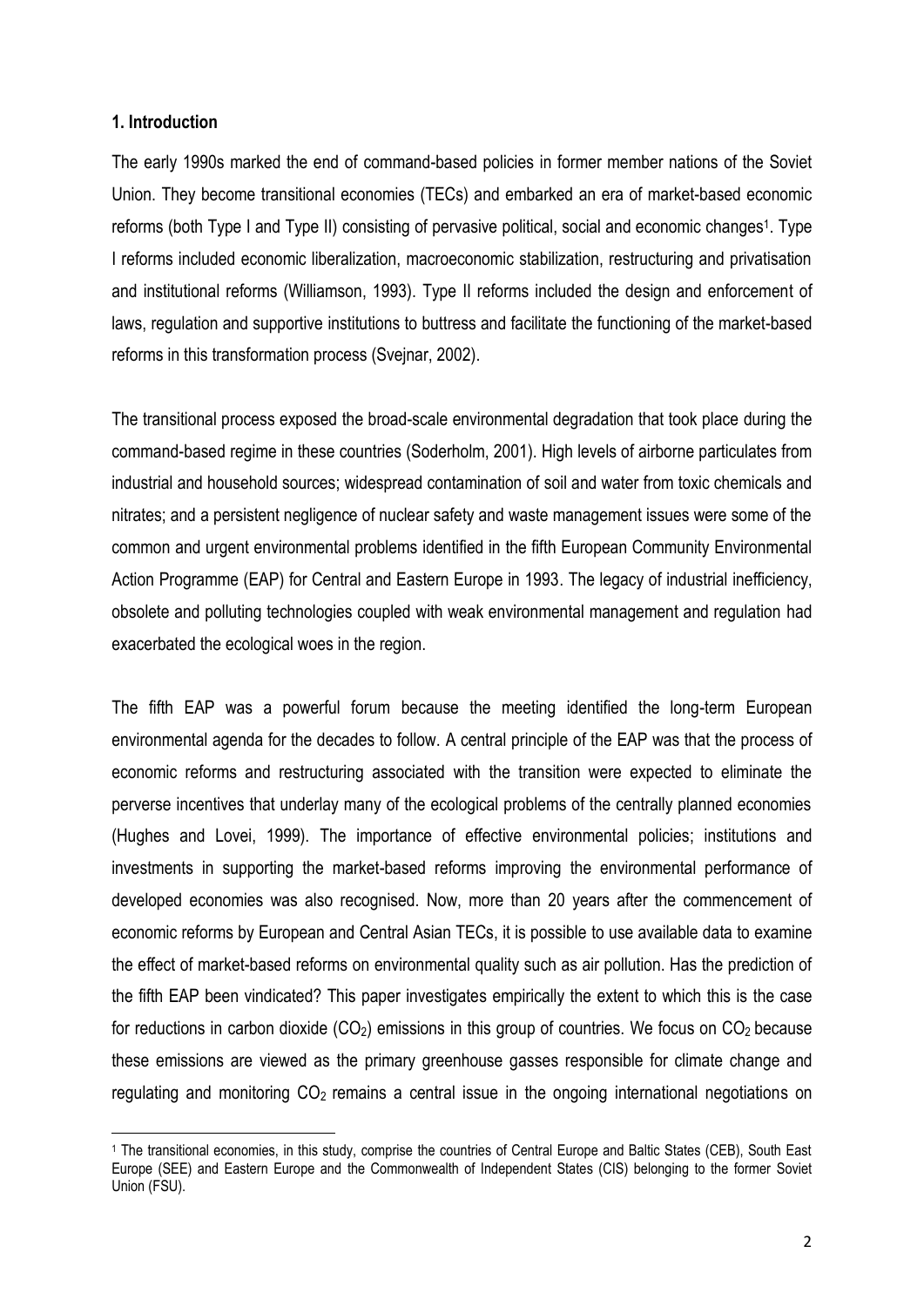**1. Introduction**

The early 1990s marked the end of command-based policies in former member nations of the Soviet Union. They become transitional economies (TECs) and embarked an era of market-based economic reforms (both Type I and Type II) consisting of pervasive political, social and economic changes[1]. Type I reforms included economic liberalization, macroeconomic stabilization, restructuring and privatisation and institutional reforms (Williamson, 1993). Type II reforms included the design and enforcement of laws, regulation and supportive institutions to buttress and facilitate the functioning of the market-based reforms in this transformation process (Svejnar, 2002).

The transitional process exposed the broad-scale environmental degradation that took place during the command-based regime in these countries (Soderholm, 2001). High levels of airborne particulates from industrial and household sources; widespread contamination of soil and water from toxic chemicals and nitrates; and a persistent negligence of nuclear safety and waste management issues were some of the common and urgent environmental problems identified in the fifth European Community Environmental Action Programme (EAP) for Central and Eastern Europe in 1993. The legacy of industrial inefficiency, obsolete and polluting technologies coupled with weak environmental management and regulation had exacerbated the ecological woes in the region.

The fifth EAP was a powerful forum because the meeting identified the long-term European environmental agenda for the decades to follow. A central principle of the EAP was that the process of economic reforms and restructuring associated with the transition were expected to eliminate the perverse incentives that underlay many of the ecological problems of the centrally planned economies (Hughes and Lovei, 1999). The importance of effective environmental policies; institutions and investments in supporting the market-based reforms improving the environmental performance of developed economies was also recognised. Now, more than 20 years after the commencement of economic reforms by European and Central Asian TECs, it is possible to use available data to examine the effect of market-based reforms on environmental quality such as air pollution. Has the prediction of the fifth EAP been vindicated? This paper investigates empirically the extent to which this is the case for reductions in carbon dioxide ($CO_2$) emissions in this group of countries. We focus on $CO_2$ because these emissions are viewed as the primary greenhouse gasses responsible for climate change and regulating and monitoring $CO_2$ remains a central issue in the ongoing international negotiations on

[1] The transitional economies, in this study, comprise the countries of Central Europe and Baltic States (CEB), South East Europe (SEE) and Eastern Europe and the Commonwealth of Independent States (CIS) belonging to the former Soviet Union (FSU).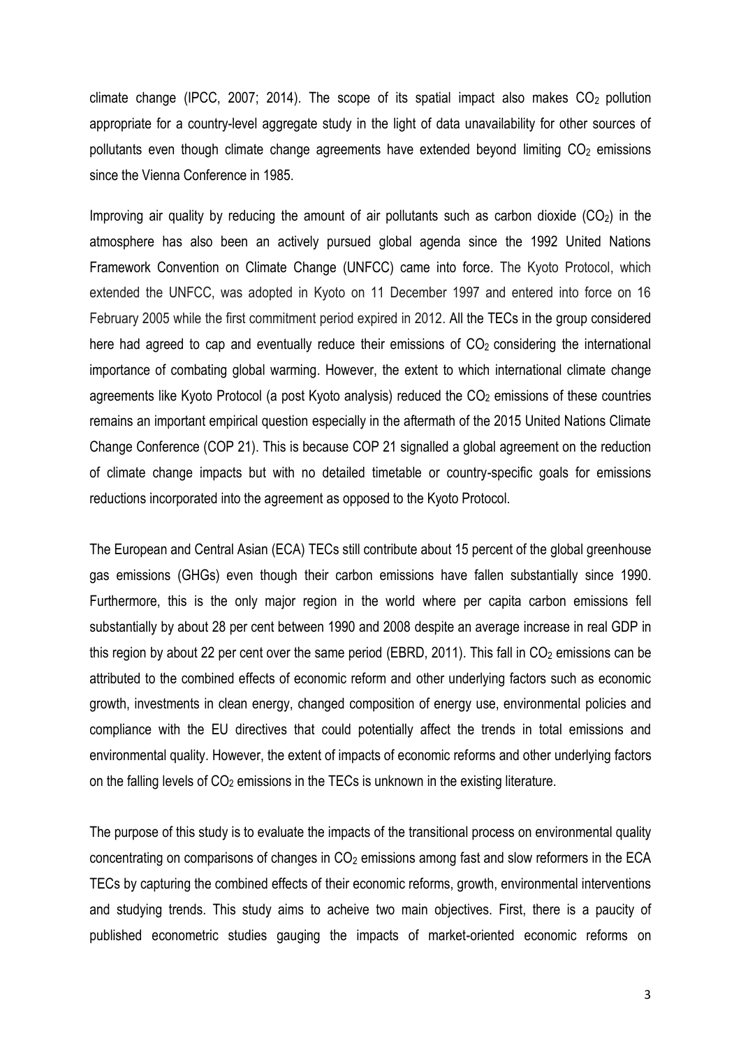climate change (IPCC, 2007; 2014). The scope of its spatial impact also makes $CO_2$ pollution appropriate for a country-level aggregate study in the light of data unavailability for other sources of pollutants even though climate change agreements have extended beyond limiting $CO_2$ emissions since the Vienna Conference in 1985.

Improving air quality by reducing the amount of air pollutants such as carbon dioxide ($CO_2$) in the atmosphere has also been an actively pursued global agenda since the 1992 United Nations Framework Convention on Climate Change (UNFCC) came into force. The Kyoto Protocol, which extended the UNFCC, was adopted in Kyoto on 11 December 1997 and entered into force on 16 February 2005 while the first commitment period expired in 2012. All the TECs in the group considered here had agreed to cap and eventually reduce their emissions of $CO_2$ considering the international importance of combating global warming. However, the extent to which international climate change agreements like Kyoto Protocol (a post Kyoto analysis) reduced the $CO_2$ emissions of these countries remains an important empirical question especially in the aftermath of the 2015 United Nations Climate Change Conference (COP 21). This is because COP 21 signalled a global agreement on the reduction of climate change impacts but with no detailed timetable or country-specific goals for emissions reductions incorporated into the agreement as opposed to the Kyoto Protocol.

The European and Central Asian (ECA) TECs still contribute about 15 percent of the global greenhouse gas emissions (GHGs) even though their carbon emissions have fallen substantially since 1990. Furthermore, this is the only major region in the world where per capita carbon emissions fell substantially by about 28 per cent between 1990 and 2008 despite an average increase in real GDP in this region by about 22 per cent over the same period (EBRD, 2011). This fall in $CO_2$ emissions can be attributed to the combined effects of economic reform and other underlying factors such as economic growth, investments in clean energy, changed composition of energy use, environmental policies and compliance with the EU directives that could potentially affect the trends in total emissions and environmental quality. However, the extent of impacts of economic reforms and other underlying factors on the falling levels of $CO_2$ emissions in the TECs is unknown in the existing literature.

The purpose of this study is to evaluate the impacts of the transitional process on environmental quality concentrating on comparisons of changes in $CO_2$ emissions among fast and slow reformers in the ECA TECs by capturing the combined effects of their economic reforms, growth, environmental interventions and studying trends. This study aims to acheive two main objectives. First, there is a paucity of published econometric studies gauging the impacts of market-oriented economic reforms on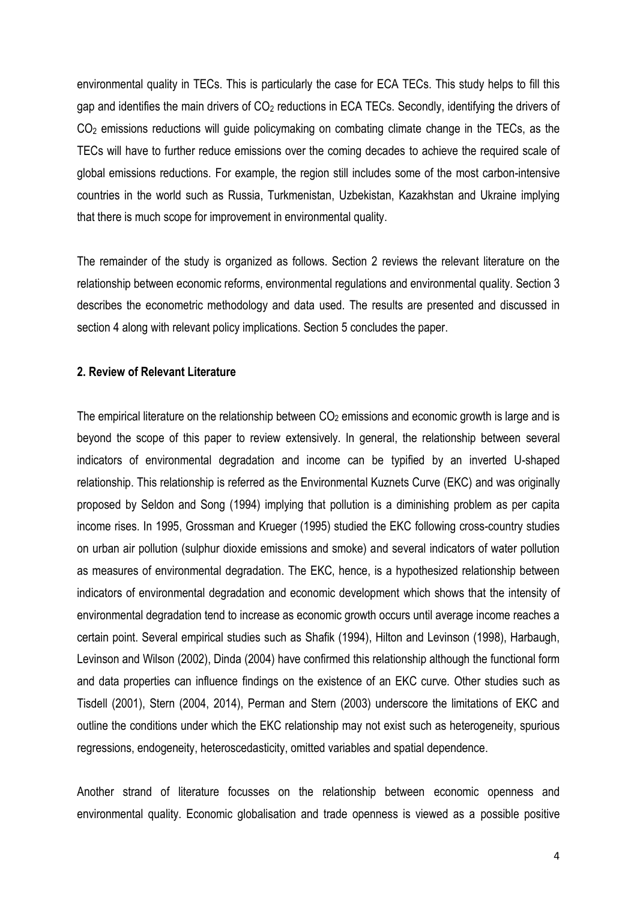environmental quality in TECs. This is particularly the case for ECA TECs. This study helps to fill this gap and identifies the main drivers of $CO_2$ reductions in ECA TECs. Secondly, identifying the drivers of $CO_2$ emissions reductions will guide policymaking on combating climate change in the TECs, as the TECs will have to further reduce emissions over the coming decades to achieve the required scale of global emissions reductions. For example, the region still includes some of the most carbon-intensive countries in the world such as Russia, Turkmenistan, Uzbekistan, Kazakhstan and Ukraine implying that there is much scope for improvement in environmental quality.

The remainder of the study is organized as follows. Section 2 reviews the relevant literature on the relationship between economic reforms, environmental regulations and environmental quality. Section 3 describes the econometric methodology and data used. The results are presented and discussed in section 4 along with relevant policy implications. Section 5 concludes the paper.

## 2. Review of Relevant Literature

The empirical literature on the relationship between $CO_2$ emissions and economic growth is large and is beyond the scope of this paper to review extensively. In general, the relationship between several indicators of environmental degradation and income can be typified by an inverted U-shaped relationship. This relationship is referred as the Environmental Kuznets Curve (EKC) and was originally proposed by Seldon and Song (1994) implying that pollution is a diminishing problem as per capita income rises. In 1995, Grossman and Krueger (1995) studied the EKC following cross-country studies on urban air pollution (sulphur dioxide emissions and smoke) and several indicators of water pollution as measures of environmental degradation. The EKC, hence, is a hypothesized relationship between indicators of environmental degradation and economic development which shows that the intensity of environmental degradation tend to increase as economic growth occurs until average income reaches a certain point. Several empirical studies such as Shafik (1994), Hilton and Levinson (1998), Harbaugh, Levinson and Wilson (2002), Dinda (2004) have confirmed this relationship although the functional form and data properties can influence findings on the existence of an EKC curve. Other studies such as Tisdell (2001), Stern (2004, 2014), Perman and Stern (2003) underscore the limitations of EKC and outline the conditions under which the EKC relationship may not exist such as heterogeneity, spurious regressions, endogeneity, heteroscedasticity, omitted variables and spatial dependence.

Another strand of literature focusses on the relationship between economic openness and environmental quality. Economic globalisation and trade openness is viewed as a possible positive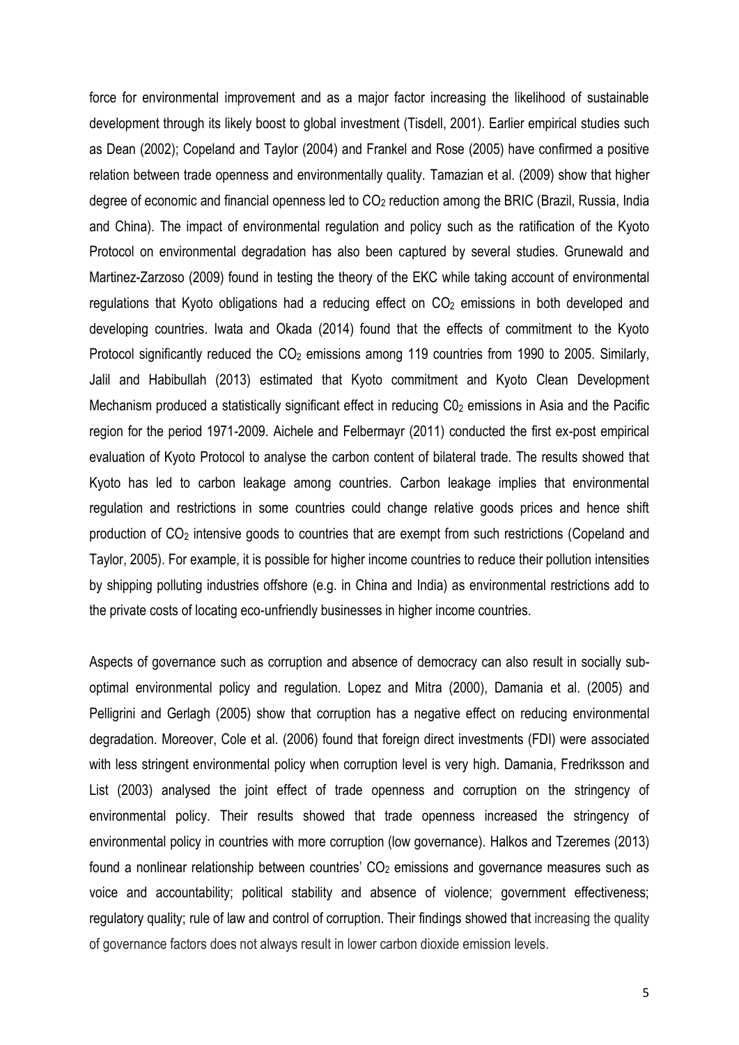force for environmental improvement and as a major factor increasing the likelihood of sustainable development through its likely boost to global investment (Tisdell, 2001). Earlier empirical studies such as Dean (2002); Copeland and Taylor (2004) and Frankel and Rose (2005) have confirmed a positive relation between trade openness and environmentally quality. Tamazian et al. (2009) show that higher degree of economic and financial openness led to $CO_2$ reduction among the BRIC (Brazil, Russia, India and China). The impact of environmental regulation and policy such as the ratification of the Kyoto Protocol on environmental degradation has also been captured by several studies. Grunewald and Martinez-Zarzoso (2009) found in testing the theory of the EKC while taking account of environmental regulations that Kyoto obligations had a reducing effect on $CO_2$ emissions in both developed and developing countries. Iwata and Okada (2014) found that the effects of commitment to the Kyoto Protocol significantly reduced the $CO_2$ emissions among 119 countries from 1990 to 2005. Similarly, Jalil and Habibullah (2013) estimated that Kyoto commitment and Kyoto Clean Development Mechanism produced a statistically significant effect in reducing $C0_2$ emissions in Asia and the Pacific region for the period 1971-2009. Aichele and Felbermayr (2011) conducted the first ex-post empirical evaluation of Kyoto Protocol to analyse the carbon content of bilateral trade. The results showed that Kyoto has led to carbon leakage among countries. Carbon leakage implies that environmental regulation and restrictions in some countries could change relative goods prices and hence shift production of $CO_2$ intensive goods to countries that are exempt from such restrictions (Copeland and Taylor, 2005). For example, it is possible for higher income countries to reduce their pollution intensities by shipping polluting industries offshore (e.g. in China and India) as environmental restrictions add to the private costs of locating eco-unfriendly businesses in higher income countries.

Aspects of governance such as corruption and absence of democracy can also result in socially sub-optimal environmental policy and regulation. Lopez and Mitra (2000), Damania et al. (2005) and Pelligrini and Gerlagh (2005) show that corruption has a negative effect on reducing environmental degradation. Moreover, Cole et al. (2006) found that foreign direct investments (FDI) were associated with less stringent environmental policy when corruption level is very high. Damania, Fredriksson and List (2003) analysed the joint effect of trade openness and corruption on the stringency of environmental policy. Their results showed that trade openness increased the stringency of environmental policy in countries with more corruption (low governance). Halkos and Tzeremes (2013) found a nonlinear relationship between countries' $CO_2$ emissions and governance measures such as voice and accountability; political stability and absence of violence; government effectiveness; regulatory quality; rule of law and control of corruption. Their findings showed that increasing the quality of governance factors does not always result in lower carbon dioxide emission levels.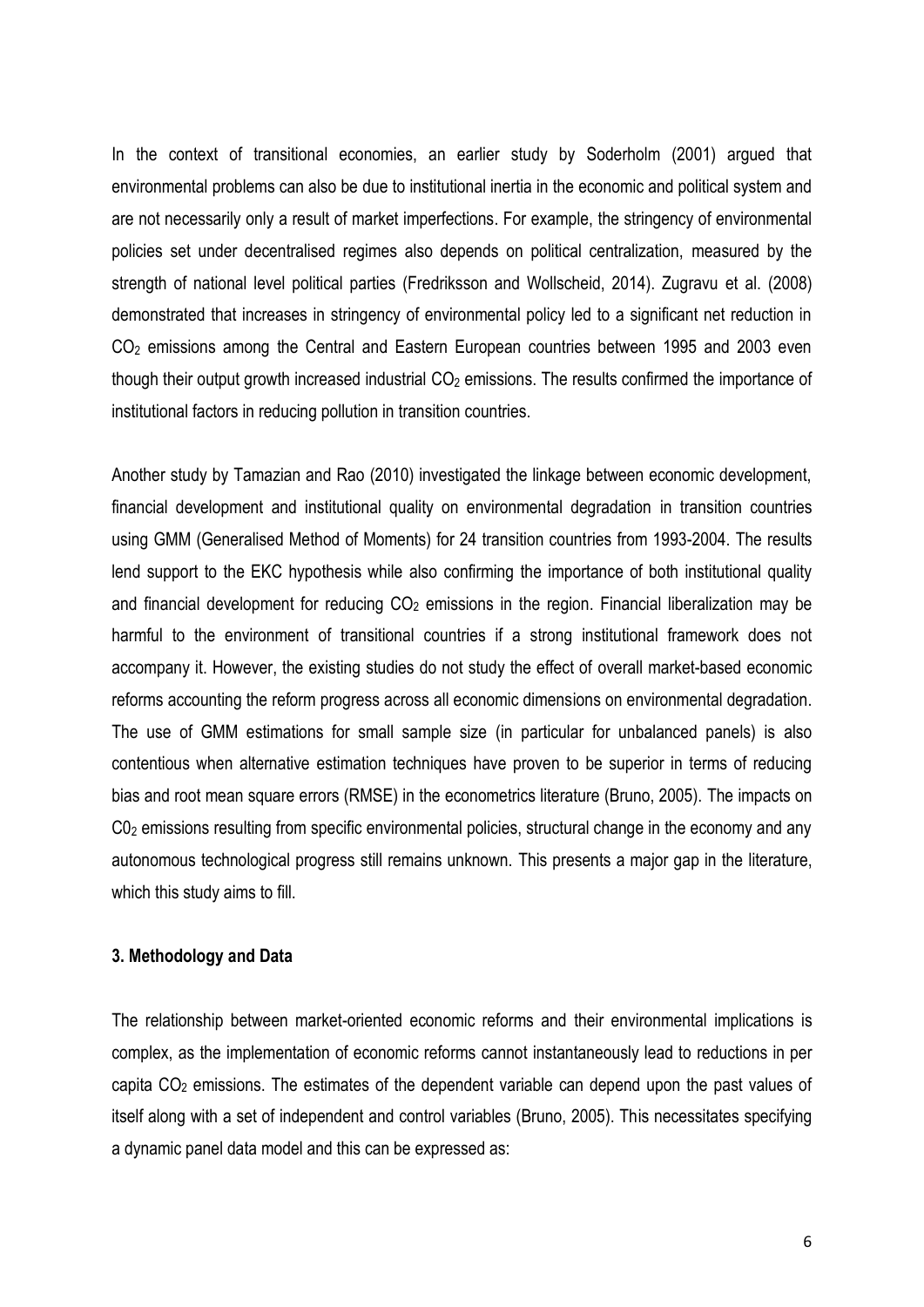In the context of transitional economies, an earlier study by Soderholm (2001) argued that environmental problems can also be due to institutional inertia in the economic and political system and are not necessarily only a result of market imperfections. For example, the stringency of environmental policies set under decentralised regimes also depends on political centralization, measured by the strength of national level political parties (Fredriksson and Wollscheid, 2014). Zugravu et al. (2008) demonstrated that increases in stringency of environmental policy led to a significant net reduction in $CO_2$ emissions among the Central and Eastern European countries between 1995 and 2003 even though their output growth increased industrial $CO_2$ emissions. The results confirmed the importance of institutional factors in reducing pollution in transition countries.

Another study by Tamazian and Rao (2010) investigated the linkage between economic development, financial development and institutional quality on environmental degradation in transition countries using GMM (Generalised Method of Moments) for 24 transition countries from 1993-2004. The results lend support to the EKC hypothesis while also confirming the importance of both institutional quality and financial development for reducing $CO_2$ emissions in the region. Financial liberalization may be harmful to the environment of transitional countries if a strong institutional framework does not accompany it. However, the existing studies do not study the effect of overall market-based economic reforms accounting the reform progress across all economic dimensions on environmental degradation. The use of GMM estimations for small sample size (in particular for unbalanced panels) is also contentious when alternative estimation techniques have proven to be superior in terms of reducing bias and root mean square errors (RMSE) in the econometrics literature (Bruno, 2005). The impacts on $C0_2$ emissions resulting from specific environmental policies, structural change in the economy and any autonomous technological progress still remains unknown. This presents a major gap in the literature, which this study aims to fill.

### 3. Methodology and Data

The relationship between market-oriented economic reforms and their environmental implications is complex, as the implementation of economic reforms cannot instantaneously lead to reductions in per capita $CO_2$ emissions. The estimates of the dependent variable can depend upon the past values of itself along with a set of independent and control variables (Bruno, 2005). This necessitates specifying a dynamic panel data model and this can be expressed as: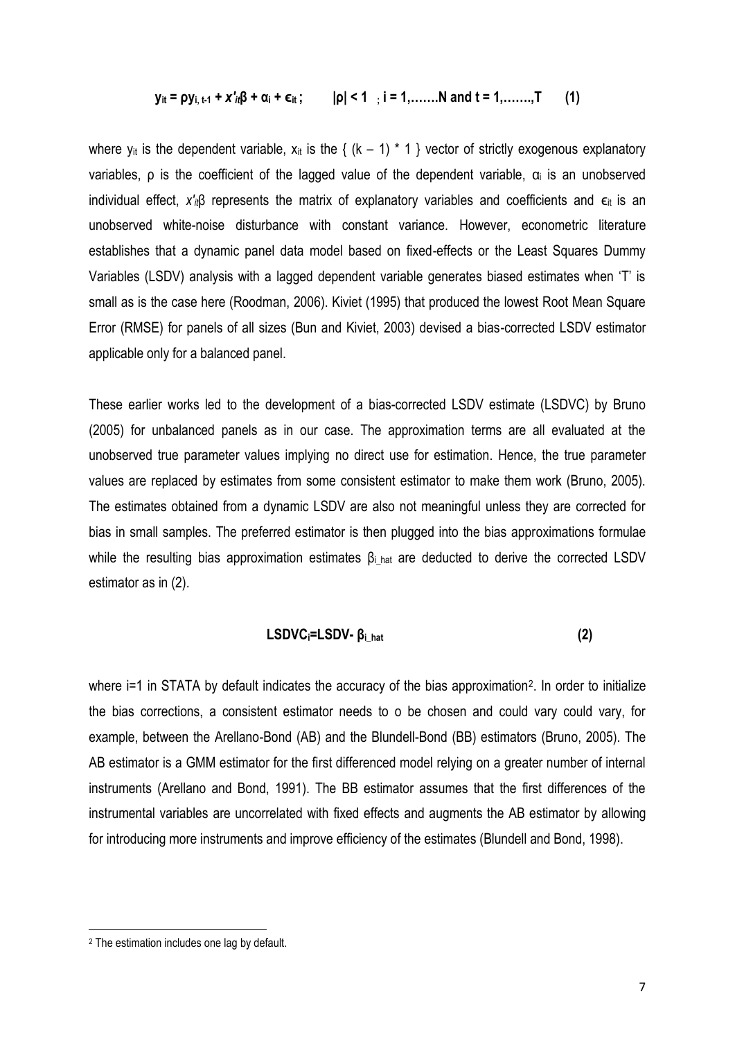$$y_{it} = \rho y_{i,t-1} + x'_{it}\beta + \alpha_i + \epsilon_{it}\;; \qquad |\rho| < 1 \;;\; i = 1,\ldots\ldots N \text{ and } t = 1,\ldots\ldots,T \qquad (1)$$

where $y_{it}$ is the dependent variable, $x_{it}$ is the $\{ (k-1) * 1 \}$ vector of strictly exogenous explanatory variables, $\rho$ is the coefficient of the lagged value of the dependent variable, $\alpha_i$ is an unobserved individual effect, $x'_{it}\beta$ represents the matrix of explanatory variables and coefficients and $\epsilon_{it}$ is an unobserved white-noise disturbance with constant variance. However, econometric literature establishes that a dynamic panel data model based on fixed-effects or the Least Squares Dummy Variables (LSDV) analysis with a lagged dependent variable generates biased estimates when 'T' is small as is the case here (Roodman, 2006). Kiviet (1995) that produced the lowest Root Mean Square Error (RMSE) for panels of all sizes (Bun and Kiviet, 2003) devised a bias-corrected LSDV estimator applicable only for a balanced panel.

These earlier works led to the development of a bias-corrected LSDV estimate (LSDVC) by Bruno (2005) for unbalanced panels as in our case. The approximation terms are all evaluated at the unobserved true parameter values implying no direct use for estimation. Hence, the true parameter values are replaced by estimates from some consistent estimator to make them work (Bruno, 2005). The estimates obtained from a dynamic LSDV are also not meaningful unless they are corrected for bias in small samples. The preferred estimator is then plugged into the bias approximations formulae while the resulting bias approximation estimates $\beta_{i\_hat}$ are deducted to derive the corrected LSDV estimator as in (2).

$$\text{LSDVC}_i = \text{LSDV} - \beta_{i\_hat} \qquad (2)$$

where i=1 in STATA by default indicates the accuracy of the bias approximation[2]. In order to initialize the bias corrections, a consistent estimator needs to o be chosen and could vary could vary, for example, between the Arellano-Bond (AB) and the Blundell-Bond (BB) estimators (Bruno, 2005). The AB estimator is a GMM estimator for the first differenced model relying on a greater number of internal instruments (Arellano and Bond, 1991). The BB estimator assumes that the first differences of the instrumental variables are uncorrelated with fixed effects and augments the AB estimator by allowing for introducing more instruments and improve efficiency of the estimates (Blundell and Bond, 1998).

[2] The estimation includes one lag by default.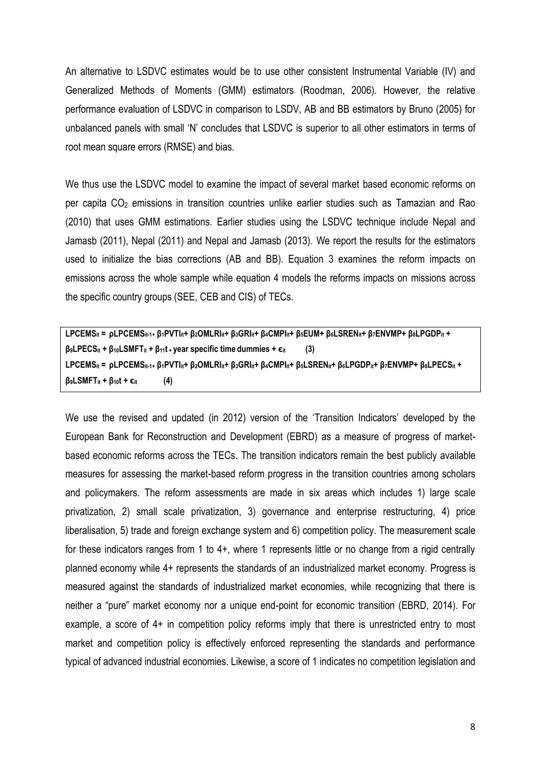An alternative to LSDVC estimates would be to use other consistent Instrumental Variable (IV) and Generalized Methods of Moments (GMM) estimators (Roodman, 2006). However, the relative performance evaluation of LSDVC in comparison to LSDV, AB and BB estimators by Bruno (2005) for unbalanced panels with small 'N' concludes that LSDVC is superior to all other estimators in terms of root mean square errors (RMSE) and bias.

We thus use the LSDVC model to examine the impact of several market based economic reforms on per capita $CO_2$ emissions in transition countries unlike earlier studies such as Tamazian and Rao (2010) that uses GMM estimations. Earlier studies using the LSDVC technique include Nepal and Jamasb (2011), Nepal (2011) and Nepal and Jamasb (2013). We report the results for the estimators used to initialize the bias corrections (AB and BB). Equation 3 examines the reform impacts on emissions across the whole sample while equation 4 models the reforms impacts on missions across the specific country groups (SEE, CEB and CIS) of TECs.

$$LPCEMS_{it} = \rho LPCEMS_{it-1} + \beta_1 PVTI_{it} + \beta_2 OMLRI_{it} + \beta_3 GRI_{it} + \beta_4 CMPI_{it} + \beta_5 EUM + \beta_6 LSREN_{it} + \beta_7 ENVMP + \beta_8 LPGDP_{it} + \beta_9 LPECS_{it} + \beta_{10} LSMFT_{it} + \beta_{11} t + \text{year specific time dummies} + \epsilon_{it} \quad (3)$$

$$LPCEMS_{it} = \rho LPCEMS_{it-1} + \beta_1 PVTI_{it} + \beta_2 OMLRI_{it} + \beta_3 GRI_{it} + \beta_4 CMPI_{it} + \beta_5 LSREN_{it} + \beta_6 LPGDP_{it} + \beta_7 ENVMP + \beta_8 LPECS_{it} + \beta_9 LSMFT_{it} + \beta_{10} t + \epsilon_{it} \quad (4)$$

We use the revised and updated (in 2012) version of the 'Transition Indicators' developed by the European Bank for Reconstruction and Development (EBRD) as a measure of progress of market-based economic reforms across the TECs. The transition indicators remain the best publicly available measures for assessing the market-based reform progress in the transition countries among scholars and policymakers. The reform assessments are made in six areas which includes 1) large scale privatization, 2) small scale privatization, 3) governance and enterprise restructuring, 4) price liberalisation, 5) trade and foreign exchange system and 6) competition policy. The measurement scale for these indicators ranges from 1 to 4+, where 1 represents little or no change from a rigid centrally planned economy while 4+ represents the standards of an industrialized market economy. Progress is measured against the standards of industrialized market economies, while recognizing that there is neither a "pure" market economy nor a unique end-point for economic transition (EBRD, 2014). For example, a score of 4+ in competition policy reforms imply that there is unrestricted entry to most market and competition policy is effectively enforced representing the standards and performance typical of advanced industrial economies. Likewise, a score of 1 indicates no competition legislation and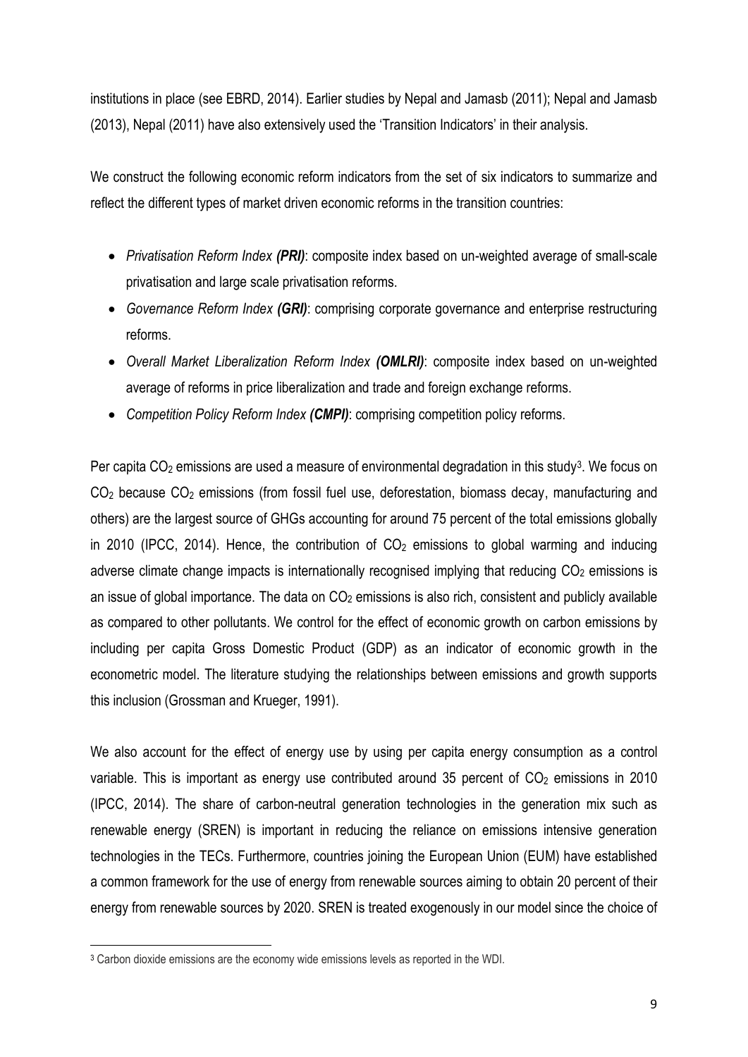institutions in place (see EBRD, 2014). Earlier studies by Nepal and Jamasb (2011); Nepal and Jamasb (2013), Nepal (2011) have also extensively used the 'Transition Indicators' in their analysis.

We construct the following economic reform indicators from the set of six indicators to summarize and reflect the different types of market driven economic reforms in the transition countries:

- *Privatisation Reform Index* ***(PRI)***: composite index based on un-weighted average of small-scale privatisation and large scale privatisation reforms.
- *Governance Reform Index* ***(GRI)***: comprising corporate governance and enterprise restructuring reforms.
- *Overall Market Liberalization Reform Index* ***(OMLRI)***: composite index based on un-weighted average of reforms in price liberalization and trade and foreign exchange reforms.
- *Competition Policy Reform Index* ***(CMPI)***: comprising competition policy reforms.

Per capita $CO_2$ emissions are used a measure of environmental degradation in this study[3]. We focus on $CO_2$ because $CO_2$ emissions (from fossil fuel use, deforestation, biomass decay, manufacturing and others) are the largest source of GHGs accounting for around 75 percent of the total emissions globally in 2010 (IPCC, 2014). Hence, the contribution of $CO_2$ emissions to global warming and inducing adverse climate change impacts is internationally recognised implying that reducing $CO_2$ emissions is an issue of global importance. The data on $CO_2$ emissions is also rich, consistent and publicly available as compared to other pollutants. We control for the effect of economic growth on carbon emissions by including per capita Gross Domestic Product (GDP) as an indicator of economic growth in the econometric model. The literature studying the relationships between emissions and growth supports this inclusion (Grossman and Krueger, 1991).

We also account for the effect of energy use by using per capita energy consumption as a control variable. This is important as energy use contributed around 35 percent of $CO_2$ emissions in 2010 (IPCC, 2014). The share of carbon-neutral generation technologies in the generation mix such as renewable energy (SREN) is important in reducing the reliance on emissions intensive generation technologies in the TECs. Furthermore, countries joining the European Union (EUM) have established a common framework for the use of energy from renewable sources aiming to obtain 20 percent of their energy from renewable sources by 2020. SREN is treated exogenously in our model since the choice of

[3] Carbon dioxide emissions are the economy wide emissions levels as reported in the WDI.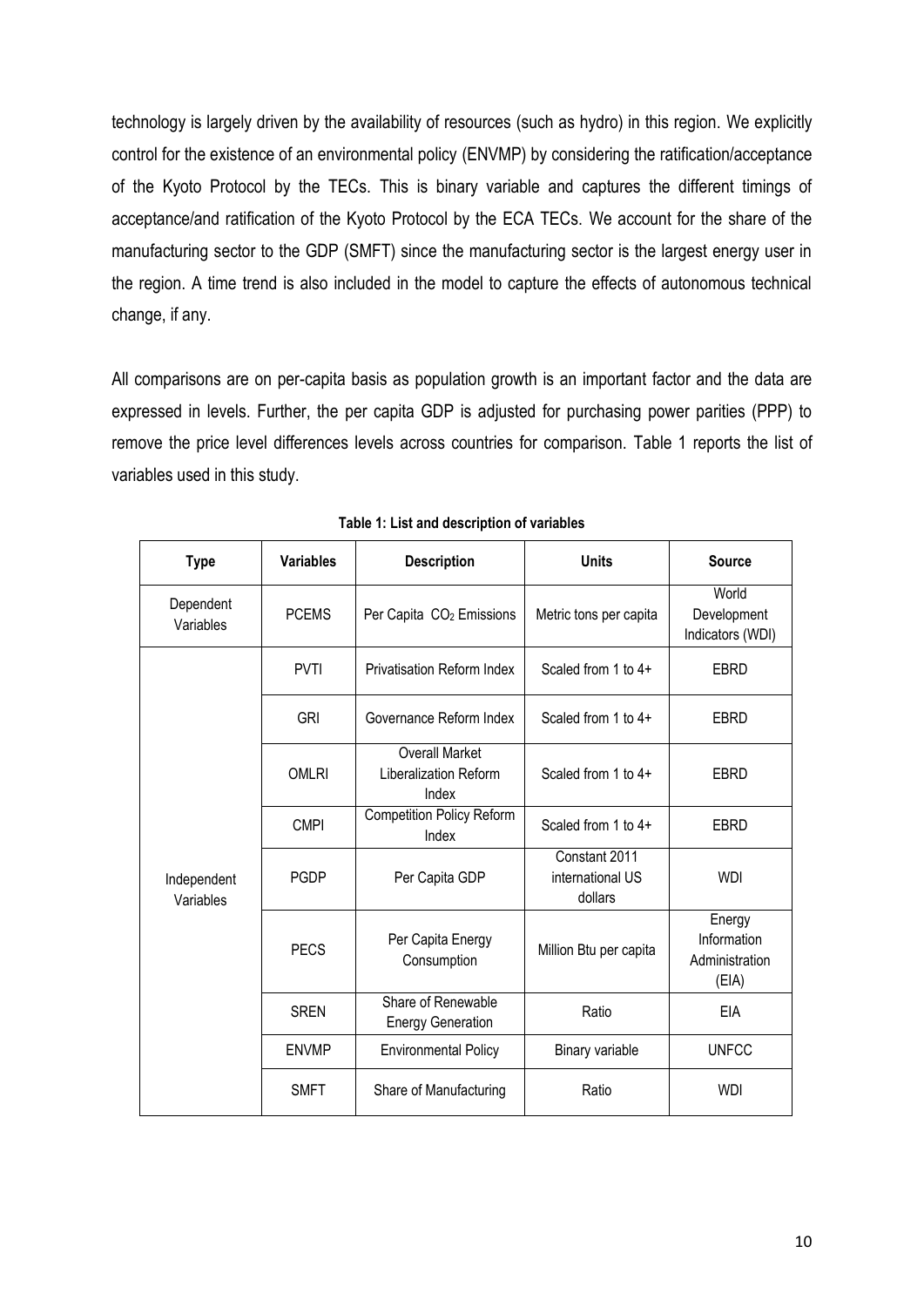technology is largely driven by the availability of resources (such as hydro) in this region. We explicitly control for the existence of an environmental policy (ENVMP) by considering the ratification/acceptance of the Kyoto Protocol by the TECs. This is binary variable and captures the different timings of acceptance/and ratification of the Kyoto Protocol by the ECA TECs. We account for the share of the manufacturing sector to the GDP (SMFT) since the manufacturing sector is the largest energy user in the region. A time trend is also included in the model to capture the effects of autonomous technical change, if any.

All comparisons are on per-capita basis as population growth is an important factor and the data are expressed in levels. Further, the per capita GDP is adjusted for purchasing power parities (PPP) to remove the price level differences levels across countries for comparison. Table 1 reports the list of variables used in this study.

**Table 1: List and description of variables**

| Type | Variables | Description | Units | Source |
|---|---|---|---|---|
| Dependent Variables | PCEMS | Per Capita $CO_2$ Emissions | Metric tons per capita | World Development Indicators (WDI) |
| Independent Variables | PVTI | Privatisation Reform Index | Scaled from 1 to 4+ | EBRD |
| | GRI | Governance Reform Index | Scaled from 1 to 4+ | EBRD |
| | OMLRI | Overall Market Liberalization Reform Index | Scaled from 1 to 4+ | EBRD |
| | CMPI | Competition Policy Reform Index | Scaled from 1 to 4+ | EBRD |
| | PGDP | Per Capita GDP | Constant 2011 international US dollars | WDI |
| | PECS | Per Capita Energy Consumption | Million Btu per capita | Energy Information Administration (EIA) |
| | SREN | Share of Renewable Energy Generation | Ratio | EIA |
| | ENVMP | Environmental Policy | Binary variable | UNFCC |
| | SMFT | Share of Manufacturing | Ratio | WDI |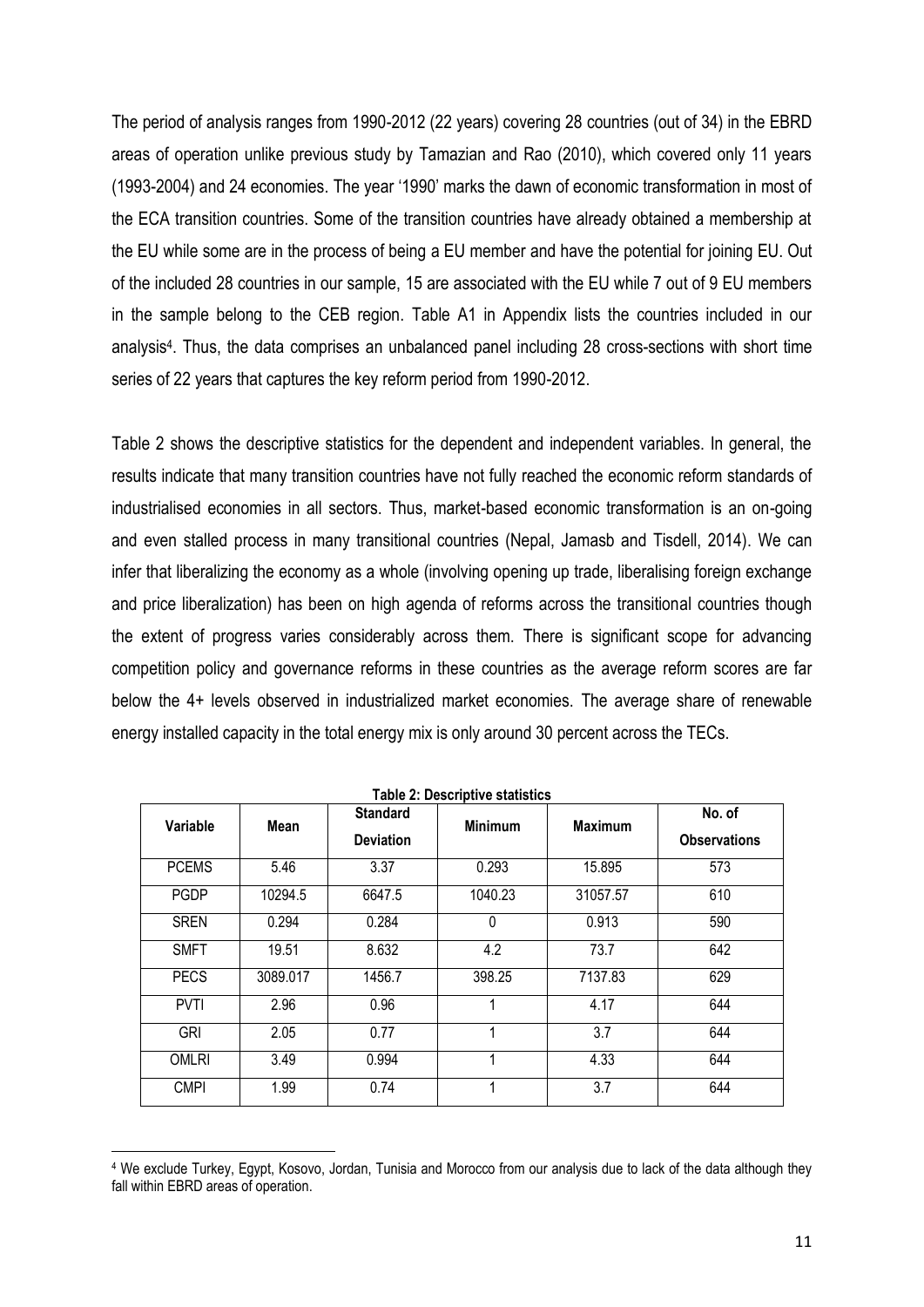The period of analysis ranges from 1990-2012 (22 years) covering 28 countries (out of 34) in the EBRD areas of operation unlike previous study by Tamazian and Rao (2010), which covered only 11 years (1993-2004) and 24 economies. The year '1990' marks the dawn of economic transformation in most of the ECA transition countries. Some of the transition countries have already obtained a membership at the EU while some are in the process of being a EU member and have the potential for joining EU. Out of the included 28 countries in our sample, 15 are associated with the EU while 7 out of 9 EU members in the sample belong to the CEB region. Table A1 in Appendix lists the countries included in our analysis[4]. Thus, the data comprises an unbalanced panel including 28 cross-sections with short time series of 22 years that captures the key reform period from 1990-2012.

Table 2 shows the descriptive statistics for the dependent and independent variables. In general, the results indicate that many transition countries have not fully reached the economic reform standards of industrialised economies in all sectors. Thus, market-based economic transformation is an on-going and even stalled process in many transitional countries (Nepal, Jamasb and Tisdell, 2014). We can infer that liberalizing the economy as a whole (involving opening up trade, liberalising foreign exchange and price liberalization) has been on high agenda of reforms across the transitional countries though the extent of progress varies considerably across them. There is significant scope for advancing competition policy and governance reforms in these countries as the average reform scores are far below the 4+ levels observed in industrialized market economies. The average share of renewable energy installed capacity in the total energy mix is only around 30 percent across the TECs.

**Table 2: Descriptive statistics**

| Variable | Mean | Standard Deviation | Minimum | Maximum | No. of Observations |
|---|---|---|---|---|---|
| PCEMS | 5.46 | 3.37 | 0.293 | 15.895 | 573 |
| PGDP | 10294.5 | 6647.5 | 1040.23 | 31057.57 | 610 |
| SREN | 0.294 | 0.284 | 0 | 0.913 | 590 |
| SMFT | 19.51 | 8.632 | 4.2 | 73.7 | 642 |
| PECS | 3089.017 | 1456.7 | 398.25 | 7137.83 | 629 |
| PVTI | 2.96 | 0.96 | 1 | 4.17 | 644 |
| GRI | 2.05 | 0.77 | 1 | 3.7 | 644 |
| OMLRI | 3.49 | 0.994 | 1 | 4.33 | 644 |
| CMPI | 1.99 | 0.74 | 1 | 3.7 | 644 |

[4] We exclude Turkey, Egypt, Kosovo, Jordan, Tunisia and Morocco from our analysis due to lack of the data although they fall within EBRD areas of operation.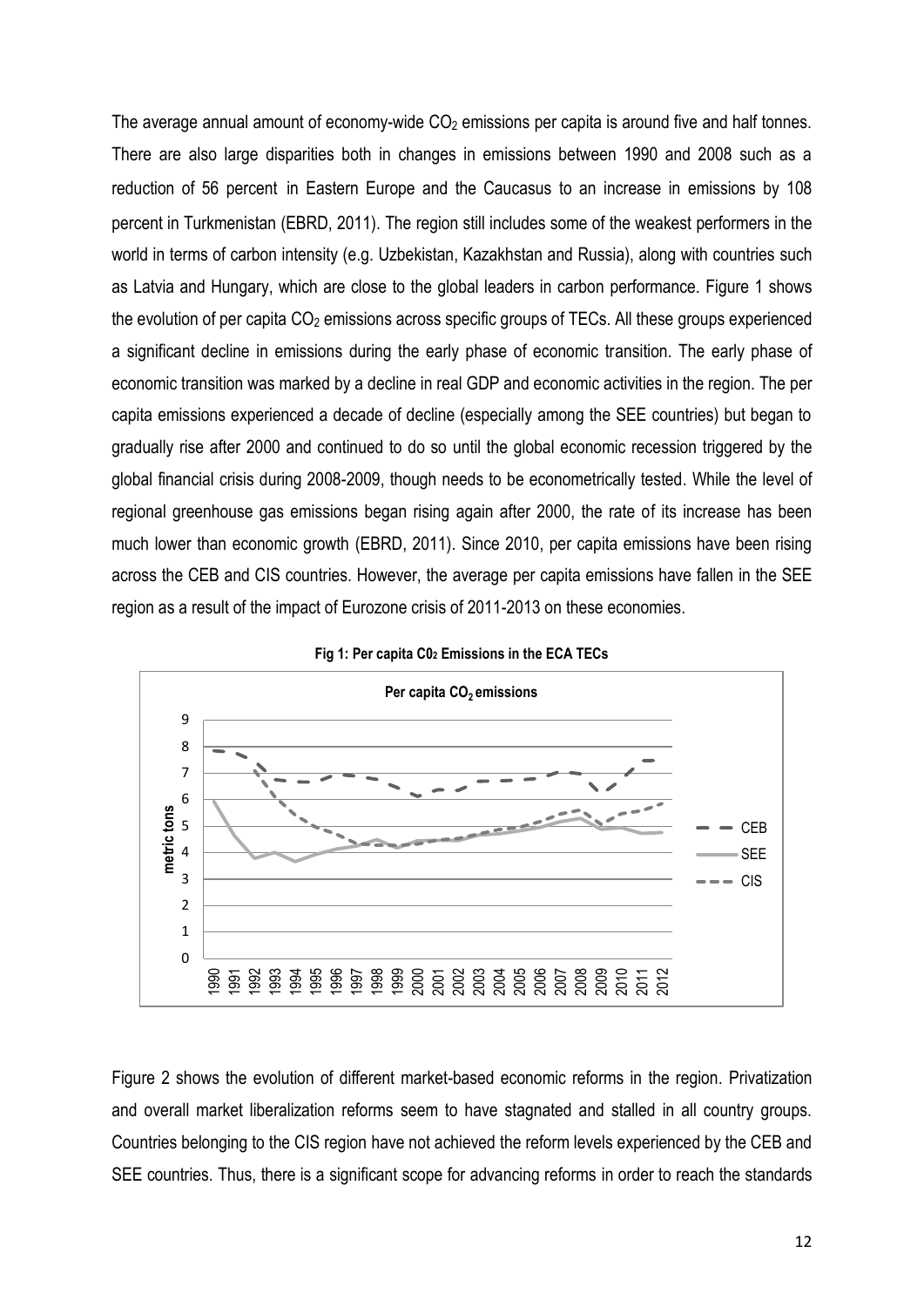The average annual amount of economy-wide $CO_2$ emissions per capita is around five and half tonnes. There are also large disparities both in changes in emissions between 1990 and 2008 such as a reduction of 56 percent in Eastern Europe and the Caucasus to an increase in emissions by 108 percent in Turkmenistan (EBRD, 2011). The region still includes some of the weakest performers in the world in terms of carbon intensity (e.g. Uzbekistan, Kazakhstan and Russia), along with countries such as Latvia and Hungary, which are close to the global leaders in carbon performance. Figure 1 shows the evolution of per capita $CO_2$ emissions across specific groups of TECs. All these groups experienced a significant decline in emissions during the early phase of economic transition. The early phase of economic transition was marked by a decline in real GDP and economic activities in the region. The per capita emissions experienced a decade of decline (especially among the SEE countries) but began to gradually rise after 2000 and continued to do so until the global economic recession triggered by the global financial crisis during 2008-2009, though needs to be econometrically tested. While the level of regional greenhouse gas emissions began rising again after 2000, the rate of its increase has been much lower than economic growth (EBRD, 2011). Since 2010, per capita emissions have been rising across the CEB and CIS countries. However, the average per capita emissions have fallen in the SEE region as a result of the impact of Eurozone crisis of 2011-2013 on these economies.

**Fig 1: Per capita C0$_2$ Emissions in the ECA TECs**

Figure 2 shows the evolution of different market-based economic reforms in the region. Privatization and overall market liberalization reforms seem to have stagnated and stalled in all country groups. Countries belonging to the CIS region have not achieved the reform levels experienced by the CEB and SEE countries. Thus, there is a significant scope for advancing reforms in order to reach the standards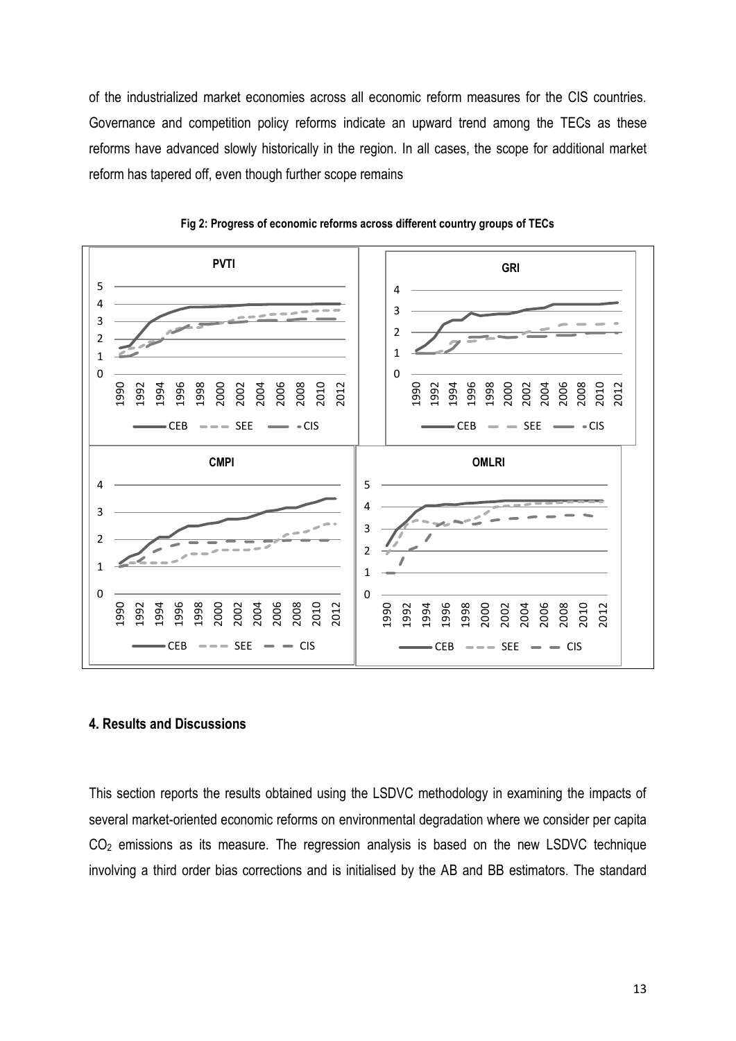of the industrialized market economies across all economic reform measures for the CIS countries. Governance and competition policy reforms indicate an upward trend among the TECs as these reforms have advanced slowly historically in the region. In all cases, the scope for additional market reform has tapered off, even though further scope remains

**Fig 2: Progress of economic reforms across different country groups of TECs**

## 4. Results and Discussions

This section reports the results obtained using the LSDVC methodology in examining the impacts of several market-oriented economic reforms on environmental degradation where we consider per capita $CO_2$ emissions as its measure. The regression analysis is based on the new LSDVC technique involving a third order bias corrections and is initialised by the AB and BB estimators. The standard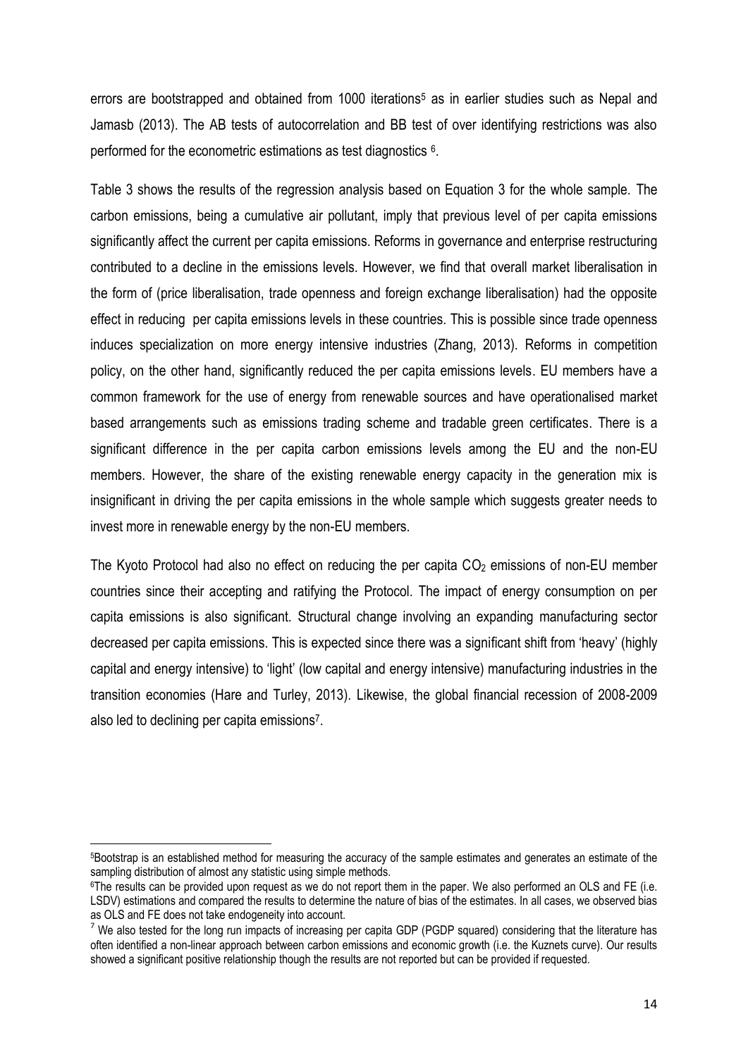errors are bootstrapped and obtained from 1000 iterations[5] as in earlier studies such as Nepal and Jamasb (2013). The AB tests of autocorrelation and BB test of over identifying restrictions was also performed for the econometric estimations as test diagnostics [6].

Table 3 shows the results of the regression analysis based on Equation 3 for the whole sample. The carbon emissions, being a cumulative air pollutant, imply that previous level of per capita emissions significantly affect the current per capita emissions. Reforms in governance and enterprise restructuring contributed to a decline in the emissions levels. However, we find that overall market liberalisation in the form of (price liberalisation, trade openness and foreign exchange liberalisation) had the opposite effect in reducing per capita emissions levels in these countries. This is possible since trade openness induces specialization on more energy intensive industries (Zhang, 2013). Reforms in competition policy, on the other hand, significantly reduced the per capita emissions levels. EU members have a common framework for the use of energy from renewable sources and have operationalised market based arrangements such as emissions trading scheme and tradable green certificates. There is a significant difference in the per capita carbon emissions levels among the EU and the non-EU members. However, the share of the existing renewable energy capacity in the generation mix is insignificant in driving the per capita emissions in the whole sample which suggests greater needs to invest more in renewable energy by the non-EU members.

The Kyoto Protocol had also no effect on reducing the per capita $CO_2$ emissions of non-EU member countries since their accepting and ratifying the Protocol. The impact of energy consumption on per capita emissions is also significant. Structural change involving an expanding manufacturing sector decreased per capita emissions. This is expected since there was a significant shift from 'heavy' (highly capital and energy intensive) to 'light' (low capital and energy intensive) manufacturing industries in the transition economies (Hare and Turley, 2013). Likewise, the global financial recession of 2008-2009 also led to declining per capita emissions[7].

---

[5] Bootstrap is an established method for measuring the accuracy of the sample estimates and generates an estimate of the sampling distribution of almost any statistic using simple methods.

[6] The results can be provided upon request as we do not report them in the paper. We also performed an OLS and FE (i.e. LSDV) estimations and compared the results to determine the nature of bias of the estimates. In all cases, we observed bias as OLS and FE does not take endogeneity into account.

[7] We also tested for the long run impacts of increasing per capita GDP (PGDP squared) considering that the literature has often identified a non-linear approach between carbon emissions and economic growth (i.e. the Kuznets curve). Our results showed a significant positive relationship though the results are not reported but can be provided if requested.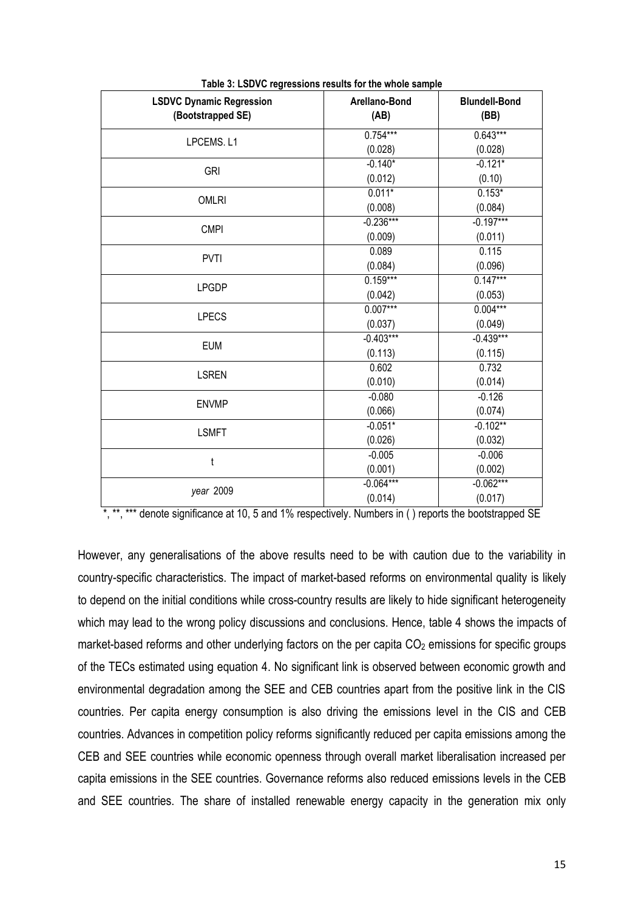**Table 3: LSDVC regressions results for the whole sample**

| LSDVC Dynamic Regression (Bootstrapped SE) | Arellano-Bond (AB) | Blundell-Bond (BB) |
|---|---|---|
| LPCEMS. L1 | 0.754***<br>(0.028) | 0.643***<br>(0.028) |
| GRI | -0.140*<br>(0.012) | -0.121*<br>(0.10) |
| OMLRI | 0.011*<br>(0.008) | 0.153*<br>(0.084) |
| CMPI | -0.236***<br>(0.009) | -0.197***<br>(0.011) |
| PVTI | 0.089<br>(0.084) | 0.115<br>(0.096) |
| LPGDP | 0.159***<br>(0.042) | 0.147***<br>(0.053) |
| LPECS | 0.007***<br>(0.037) | 0.004***<br>(0.049) |
| EUM | -0.403***<br>(0.113) | -0.439***<br>(0.115) |
| LSREN | 0.602<br>(0.010) | 0.732<br>(0.014) |
| ENVMP | -0.080<br>(0.066) | -0.126<br>(0.074) |
| LSMFT | -0.051*<br>(0.026) | -0.102**<br>(0.032) |
| t | -0.005<br>(0.001) | -0.006<br>(0.002) |
| *year* 2009 | -0.064***<br>(0.014) | -0.062***<br>(0.017) |

*, **, *** denote significance at 10, 5 and 1% respectively. Numbers in ( ) reports the bootstrapped SE

However, any generalisations of the above results need to be with caution due to the variability in country-specific characteristics. The impact of market-based reforms on environmental quality is likely to depend on the initial conditions while cross-country results are likely to hide significant heterogeneity which may lead to the wrong policy discussions and conclusions. Hence, table 4 shows the impacts of market-based reforms and other underlying factors on the per capita $CO_2$ emissions for specific groups of the TECs estimated using equation 4. No significant link is observed between economic growth and environmental degradation among the SEE and CEB countries apart from the positive link in the CIS countries. Per capita energy consumption is also driving the emissions level in the CIS and CEB countries. Advances in competition policy reforms significantly reduced per capita emissions among the CEB and SEE countries while economic openness through overall market liberalisation increased per capita emissions in the SEE countries. Governance reforms also reduced emissions levels in the CEB and SEE countries. The share of installed renewable energy capacity in the generation mix only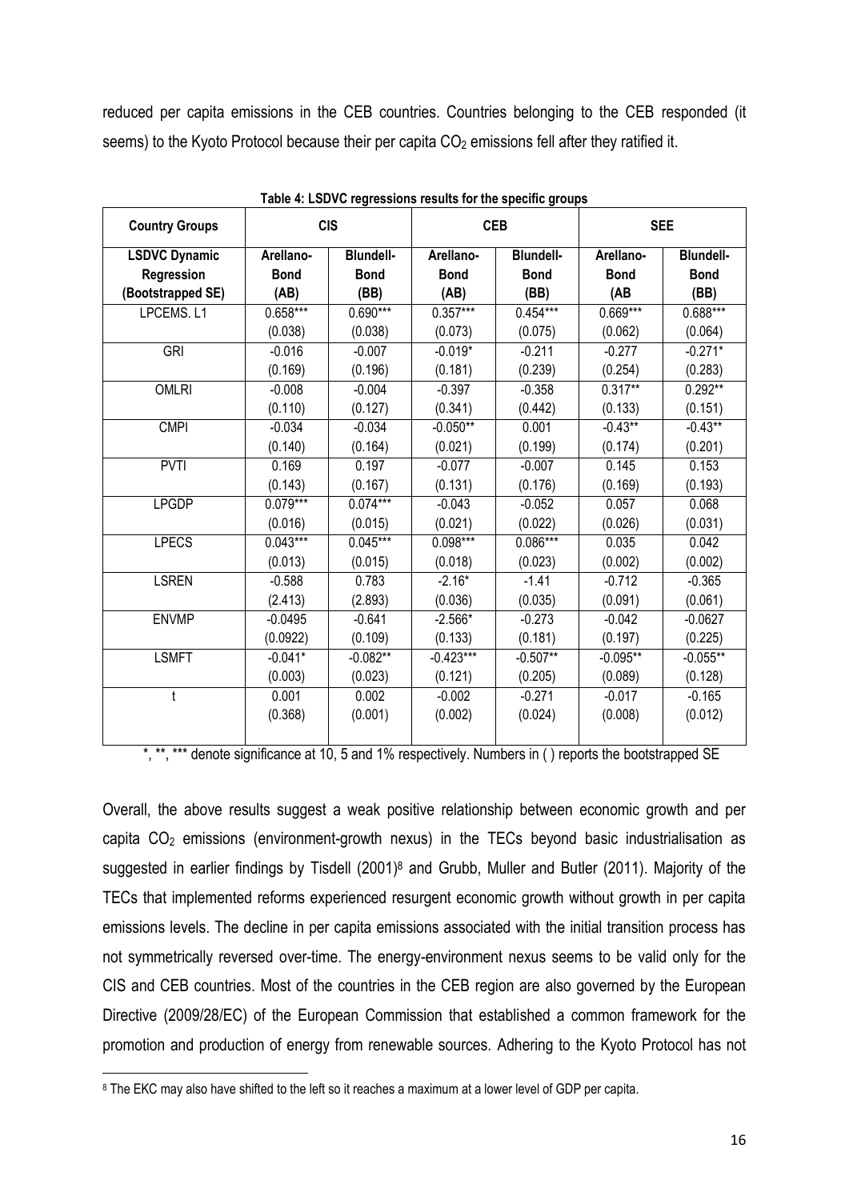reduced per capita emissions in the CEB countries. Countries belonging to the CEB responded (it seems) to the Kyoto Protocol because their per capita $CO_2$ emissions fell after they ratified it.

**Table 4: LSDVC regressions results for the specific groups**

| Country Groups | CIS | | CEB | | SEE | |
|---|---|---|---|---|---|---|
| **LSDVC Dynamic Regression (Bootstrapped SE)** | **Arellano-Bond (AB)** | **Blundell-Bond (BB)** | **Arellano-Bond (AB)** | **Blundell-Bond (BB)** | **Arellano-Bond (AB** | **Blundell-Bond (BB)** |
| LPCEMS. L1 | 0.658*** | 0.690*** | 0.357*** | 0.454*** | 0.669*** | 0.688*** |
| | (0.038) | (0.038) | (0.073) | (0.075) | (0.062) | (0.064) |
| GRI | -0.016 | -0.007 | -0.019* | -0.211 | -0.277 | -0.271* |
| | (0.169) | (0.196) | (0.181) | (0.239) | (0.254) | (0.283) |
| OMLRI | -0.008 | -0.004 | -0.397 | -0.358 | 0.317** | 0.292** |
| | (0.110) | (0.127) | (0.341) | (0.442) | (0.133) | (0.151) |
| CMPI | -0.034 | -0.034 | -0.050** | 0.001 | -0.43** | -0.43** |
| | (0.140) | (0.164) | (0.021) | (0.199) | (0.174) | (0.201) |
| PVTI | 0.169 | 0.197 | -0.077 | -0.007 | 0.145 | 0.153 |
| | (0.143) | (0.167) | (0.131) | (0.176) | (0.169) | (0.193) |
| LPGDP | 0.079*** | 0.074*** | -0.043 | -0.052 | 0.057 | 0.068 |
| | (0.016) | (0.015) | (0.021) | (0.022) | (0.026) | (0.031) |
| LPECS | 0.043*** | 0.045*** | 0.098*** | 0.086*** | 0.035 | 0.042 |
| | (0.013) | (0.015) | (0.018) | (0.023) | (0.002) | (0.002) |
| LSREN | -0.588 | 0.783 | -2.16* | -1.41 | -0.712 | -0.365 |
| | (2.413) | (2.893) | (0.036) | (0.035) | (0.091) | (0.061) |
| ENVMP | -0.0495 | -0.641 | -2.566* | -0.273 | -0.042 | -0.0627 |
| | (0.0922) | (0.109) | (0.133) | (0.181) | (0.197) | (0.225) |
| LSMFT | -0.041* | -0.082** | -0.423*** | -0.507** | -0.095** | -0.055** |
| | (0.003) | (0.023) | (0.121) | (0.205) | (0.089) | (0.128) |
| t | 0.001 | 0.002 | -0.002 | -0.271 | -0.017 | -0.165 |
| | (0.368) | (0.001) | (0.002) | (0.024) | (0.008) | (0.012) |

*, **, *** denote significance at 10, 5 and 1% respectively. Numbers in ( ) reports the bootstrapped SE

Overall, the above results suggest a weak positive relationship between economic growth and per capita $CO_2$ emissions (environment-growth nexus) in the TECs beyond basic industrialisation as suggested in earlier findings by Tisdell (2001)[8] and Grubb, Muller and Butler (2011). Majority of the TECs that implemented reforms experienced resurgent economic growth without growth in per capita emissions levels. The decline in per capita emissions associated with the initial transition process has not symmetrically reversed over-time. The energy-environment nexus seems to be valid only for the CIS and CEB countries. Most of the countries in the CEB region are also governed by the European Directive (2009/28/EC) of the European Commission that established a common framework for the promotion and production of energy from renewable sources. Adhering to the Kyoto Protocol has not

[8] The EKC may also have shifted to the left so it reaches a maximum at a lower level of GDP per capita.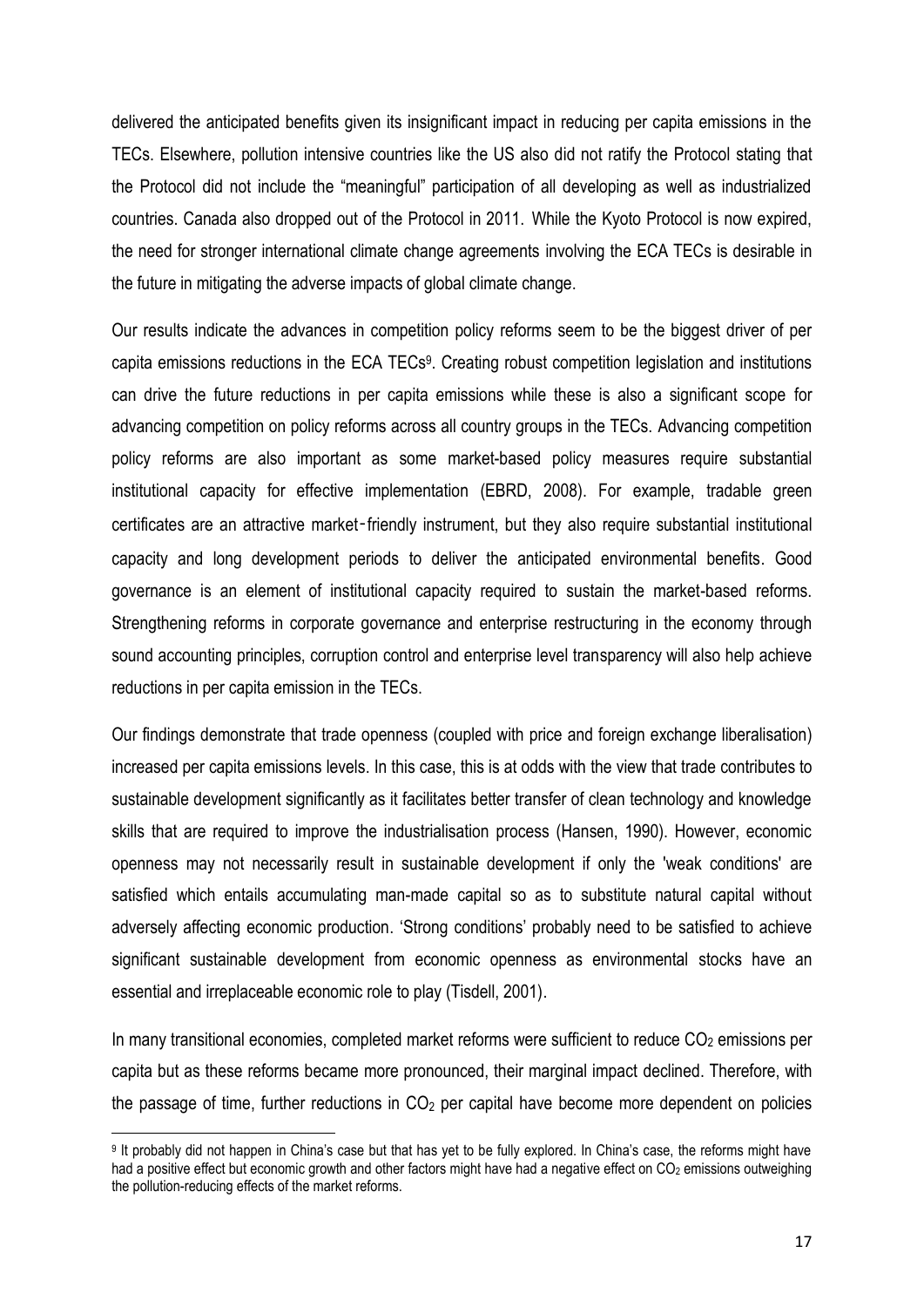delivered the anticipated benefits given its insignificant impact in reducing per capita emissions in the TECs. Elsewhere, pollution intensive countries like the US also did not ratify the Protocol stating that the Protocol did not include the "meaningful" participation of all developing as well as industrialized countries. Canada also dropped out of the Protocol in 2011. While the Kyoto Protocol is now expired, the need for stronger international climate change agreements involving the ECA TECs is desirable in the future in mitigating the adverse impacts of global climate change.

Our results indicate the advances in competition policy reforms seem to be the biggest driver of per capita emissions reductions in the ECA TECs[9]. Creating robust competition legislation and institutions can drive the future reductions in per capita emissions while these is also a significant scope for advancing competition on policy reforms across all country groups in the TECs. Advancing competition policy reforms are also important as some market-based policy measures require substantial institutional capacity for effective implementation (EBRD, 2008). For example, tradable green certificates are an attractive market‑friendly instrument, but they also require substantial institutional capacity and long development periods to deliver the anticipated environmental benefits. Good governance is an element of institutional capacity required to sustain the market-based reforms. Strengthening reforms in corporate governance and enterprise restructuring in the economy through sound accounting principles, corruption control and enterprise level transparency will also help achieve reductions in per capita emission in the TECs.

Our findings demonstrate that trade openness (coupled with price and foreign exchange liberalisation) increased per capita emissions levels. In this case, this is at odds with the view that trade contributes to sustainable development significantly as it facilitates better transfer of clean technology and knowledge skills that are required to improve the industrialisation process (Hansen, 1990). However, economic openness may not necessarily result in sustainable development if only the 'weak conditions' are satisfied which entails accumulating man-made capital so as to substitute natural capital without adversely affecting economic production. 'Strong conditions' probably need to be satisfied to achieve significant sustainable development from economic openness as environmental stocks have an essential and irreplaceable economic role to play (Tisdell, 2001).

In many transitional economies, completed market reforms were sufficient to reduce $CO_2$ emissions per capita but as these reforms became more pronounced, their marginal impact declined. Therefore, with the passage of time, further reductions in $CO_2$ per capital have become more dependent on policies

[9] It probably did not happen in China's case but that has yet to be fully explored. In China's case, the reforms might have had a positive effect but economic growth and other factors might have had a negative effect on $CO_2$ emissions outweighing the pollution-reducing effects of the market reforms.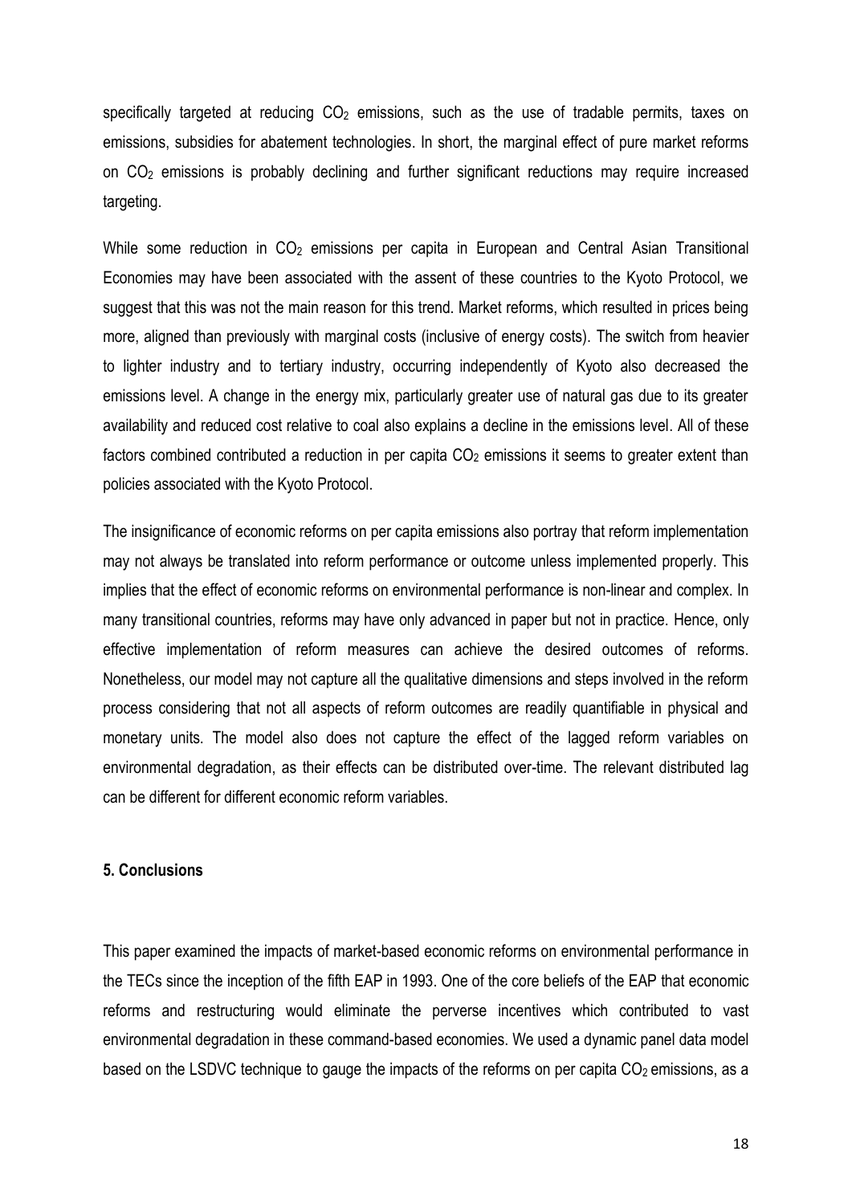specifically targeted at reducing $CO_2$ emissions, such as the use of tradable permits, taxes on emissions, subsidies for abatement technologies. In short, the marginal effect of pure market reforms on $CO_2$ emissions is probably declining and further significant reductions may require increased targeting.

While some reduction in $CO_2$ emissions per capita in European and Central Asian Transitional Economies may have been associated with the assent of these countries to the Kyoto Protocol, we suggest that this was not the main reason for this trend. Market reforms, which resulted in prices being more, aligned than previously with marginal costs (inclusive of energy costs). The switch from heavier to lighter industry and to tertiary industry, occurring independently of Kyoto also decreased the emissions level. A change in the energy mix, particularly greater use of natural gas due to its greater availability and reduced cost relative to coal also explains a decline in the emissions level. All of these factors combined contributed a reduction in per capita $CO_2$ emissions it seems to greater extent than policies associated with the Kyoto Protocol.

The insignificance of economic reforms on per capita emissions also portray that reform implementation may not always be translated into reform performance or outcome unless implemented properly. This implies that the effect of economic reforms on environmental performance is non-linear and complex. In many transitional countries, reforms may have only advanced in paper but not in practice. Hence, only effective implementation of reform measures can achieve the desired outcomes of reforms. Nonetheless, our model may not capture all the qualitative dimensions and steps involved in the reform process considering that not all aspects of reform outcomes are readily quantifiable in physical and monetary units. The model also does not capture the effect of the lagged reform variables on environmental degradation, as their effects can be distributed over-time. The relevant distributed lag can be different for different economic reform variables.

## 5. Conclusions

This paper examined the impacts of market-based economic reforms on environmental performance in the TECs since the inception of the fifth EAP in 1993. One of the core beliefs of the EAP that economic reforms and restructuring would eliminate the perverse incentives which contributed to vast environmental degradation in these command-based economies. We used a dynamic panel data model based on the LSDVC technique to gauge the impacts of the reforms on per capita $CO_2$ emissions, as a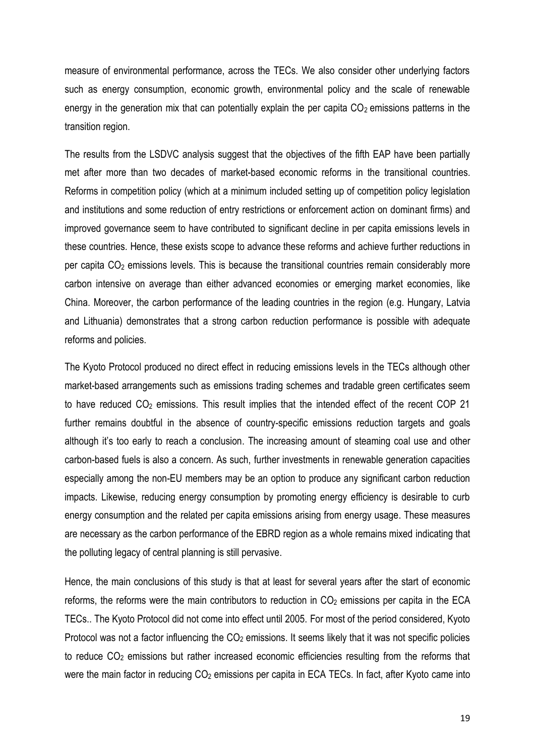measure of environmental performance, across the TECs. We also consider other underlying factors such as energy consumption, economic growth, environmental policy and the scale of renewable energy in the generation mix that can potentially explain the per capita $CO_2$ emissions patterns in the transition region.

The results from the LSDVC analysis suggest that the objectives of the fifth EAP have been partially met after more than two decades of market-based economic reforms in the transitional countries. Reforms in competition policy (which at a minimum included setting up of competition policy legislation and institutions and some reduction of entry restrictions or enforcement action on dominant firms) and improved governance seem to have contributed to significant decline in per capita emissions levels in these countries. Hence, these exists scope to advance these reforms and achieve further reductions in per capita $CO_2$ emissions levels. This is because the transitional countries remain considerably more carbon intensive on average than either advanced economies or emerging market economies, like China. Moreover, the carbon performance of the leading countries in the region (e.g. Hungary, Latvia and Lithuania) demonstrates that a strong carbon reduction performance is possible with adequate reforms and policies.

The Kyoto Protocol produced no direct effect in reducing emissions levels in the TECs although other market-based arrangements such as emissions trading schemes and tradable green certificates seem to have reduced $CO_2$ emissions. This result implies that the intended effect of the recent COP 21 further remains doubtful in the absence of country-specific emissions reduction targets and goals although it's too early to reach a conclusion. The increasing amount of steaming coal use and other carbon-based fuels is also a concern. As such, further investments in renewable generation capacities especially among the non-EU members may be an option to produce any significant carbon reduction impacts. Likewise, reducing energy consumption by promoting energy efficiency is desirable to curb energy consumption and the related per capita emissions arising from energy usage. These measures are necessary as the carbon performance of the EBRD region as a whole remains mixed indicating that the polluting legacy of central planning is still pervasive.

Hence, the main conclusions of this study is that at least for several years after the start of economic reforms, the reforms were the main contributors to reduction in $CO_2$ emissions per capita in the ECA TECs.. The Kyoto Protocol did not come into effect until 2005. For most of the period considered, Kyoto Protocol was not a factor influencing the $CO_2$ emissions. It seems likely that it was not specific policies to reduce $CO_2$ emissions but rather increased economic efficiencies resulting from the reforms that were the main factor in reducing $CO_2$ emissions per capita in ECA TECs. In fact, after Kyoto came into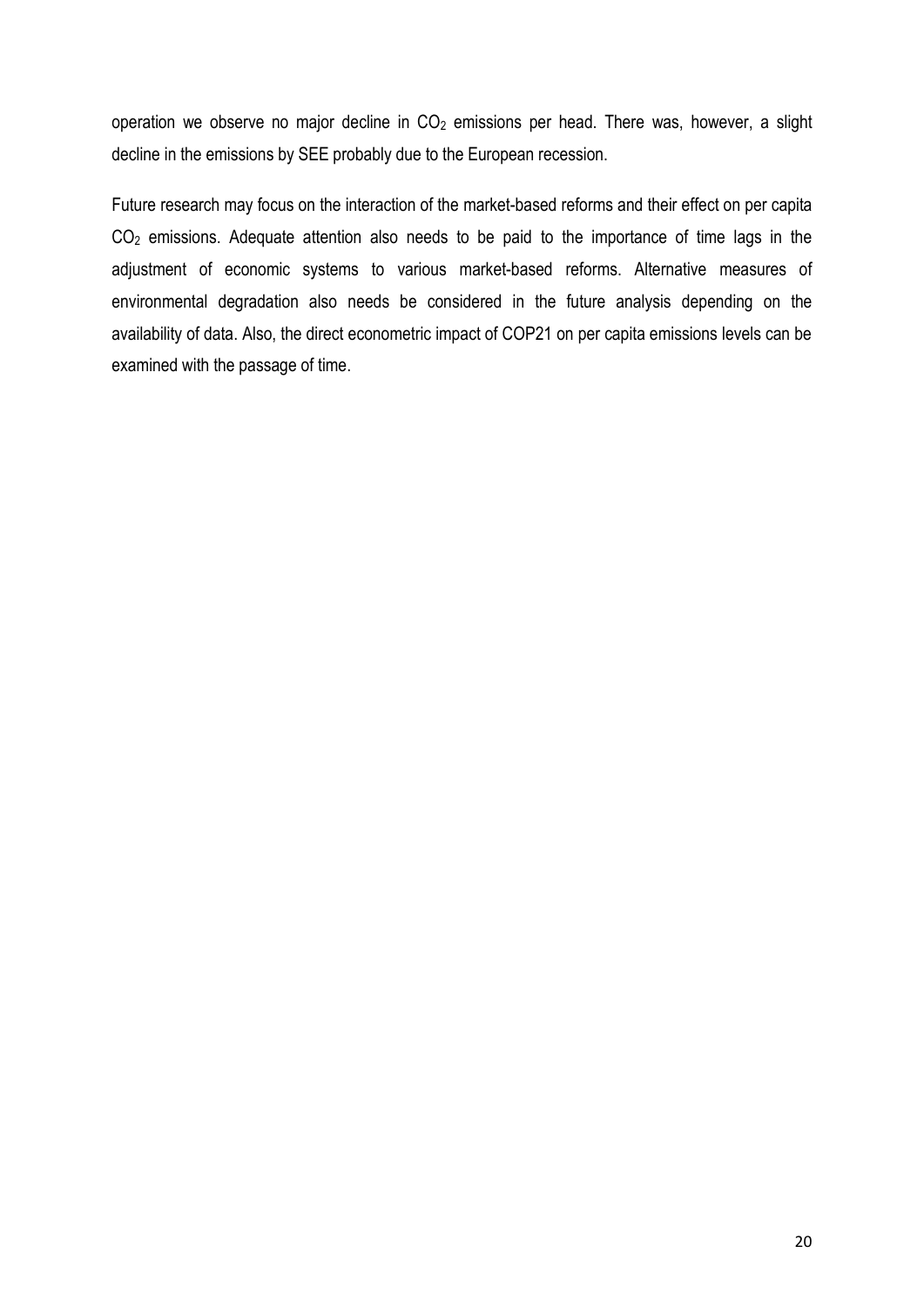operation we observe no major decline in $CO_2$ emissions per head. There was, however, a slight decline in the emissions by SEE probably due to the European recession.

Future research may focus on the interaction of the market-based reforms and their effect on per capita $CO_2$ emissions. Adequate attention also needs to be paid to the importance of time lags in the adjustment of economic systems to various market-based reforms. Alternative measures of environmental degradation also needs be considered in the future analysis depending on the availability of data. Also, the direct econometric impact of COP21 on per capita emissions levels can be examined with the passage of time.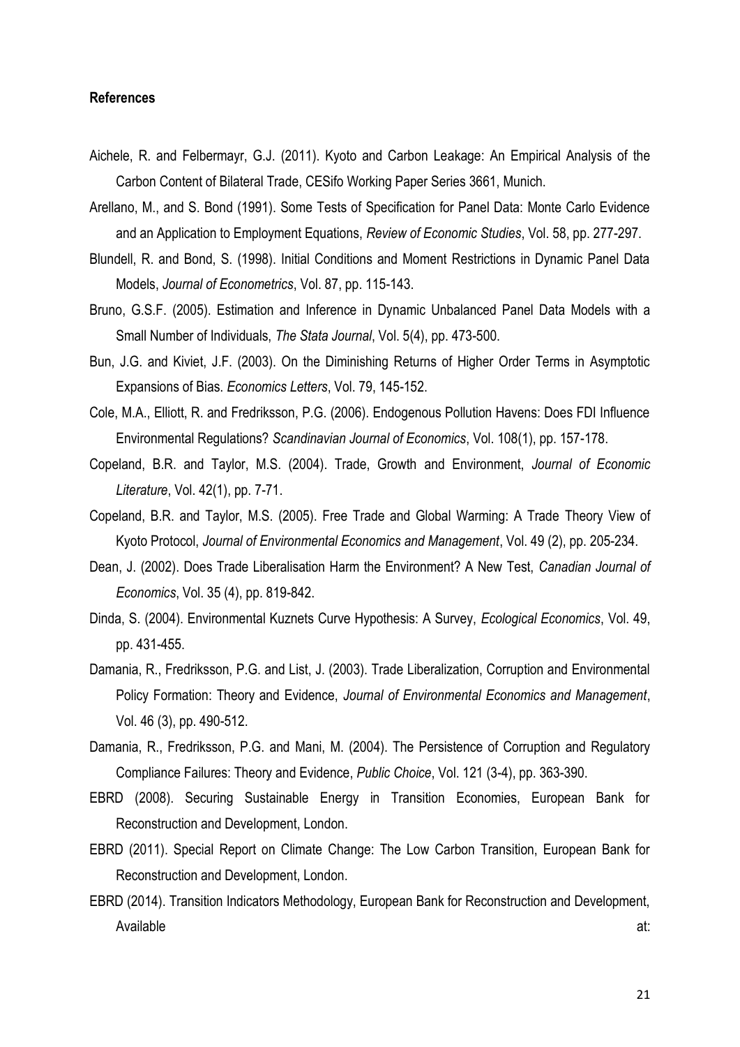**References**

Aichele, R. and Felbermayr, G.J. (2011). Kyoto and Carbon Leakage: An Empirical Analysis of the Carbon Content of Bilateral Trade, CESifo Working Paper Series 3661, Munich.

Arellano, M., and S. Bond (1991). Some Tests of Specification for Panel Data: Monte Carlo Evidence and an Application to Employment Equations, *Review of Economic Studies*, Vol. 58, pp. 277-297.

Blundell, R. and Bond, S. (1998). Initial Conditions and Moment Restrictions in Dynamic Panel Data Models, *Journal of Econometrics*, Vol. 87, pp. 115-143.

Bruno, G.S.F. (2005). Estimation and Inference in Dynamic Unbalanced Panel Data Models with a Small Number of Individuals, *The Stata Journal*, Vol. 5(4), pp. 473-500.

Bun, J.G. and Kiviet, J.F. (2003). On the Diminishing Returns of Higher Order Terms in Asymptotic Expansions of Bias. *Economics Letters*, Vol. 79, 145-152.

Cole, M.A., Elliott, R. and Fredriksson, P.G. (2006). Endogenous Pollution Havens: Does FDI Influence Environmental Regulations? *Scandinavian Journal of Economics*, Vol. 108(1), pp. 157-178.

Copeland, B.R. and Taylor, M.S. (2004). Trade, Growth and Environment, *Journal of Economic Literature*, Vol. 42(1), pp. 7-71.

Copeland, B.R. and Taylor, M.S. (2005). Free Trade and Global Warming: A Trade Theory View of Kyoto Protocol, *Journal of Environmental Economics and Management*, Vol. 49 (2), pp. 205-234.

Dean, J. (2002). Does Trade Liberalisation Harm the Environment? A New Test, *Canadian Journal of Economics*, Vol. 35 (4), pp. 819-842.

Dinda, S. (2004). Environmental Kuznets Curve Hypothesis: A Survey, *Ecological Economics*, Vol. 49, pp. 431-455.

Damania, R., Fredriksson, P.G. and List, J. (2003). Trade Liberalization, Corruption and Environmental Policy Formation: Theory and Evidence, *Journal of Environmental Economics and Management*, Vol. 46 (3), pp. 490-512.

Damania, R., Fredriksson, P.G. and Mani, M. (2004). The Persistence of Corruption and Regulatory Compliance Failures: Theory and Evidence, *Public Choice*, Vol. 121 (3-4), pp. 363-390.

EBRD (2008). Securing Sustainable Energy in Transition Economies, European Bank for Reconstruction and Development, London.

EBRD (2011). Special Report on Climate Change: The Low Carbon Transition, European Bank for Reconstruction and Development, London.

EBRD (2014). Transition Indicators Methodology, European Bank for Reconstruction and Development, Available at: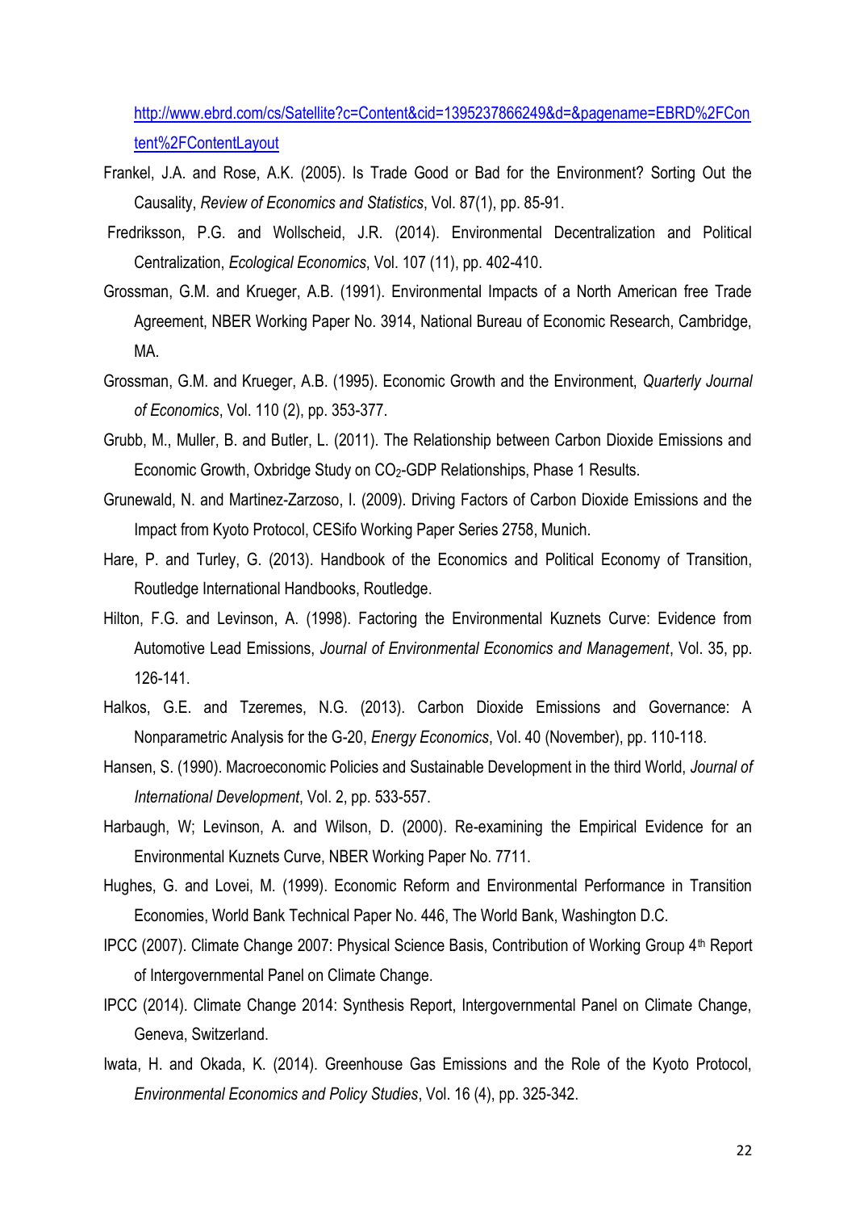http://www.ebrd.com/cs/Satellite?c=Content&cid=1395237866249&d=&pagename=EBRD%2FContent%2FContentLayout

Frankel, J.A. and Rose, A.K. (2005). Is Trade Good or Bad for the Environment? Sorting Out the Causality, *Review of Economics and Statistics*, Vol. 87(1), pp. 85-91.

Fredriksson, P.G. and Wollscheid, J.R. (2014). Environmental Decentralization and Political Centralization, *Ecological Economics*, Vol. 107 (11), pp. 402-410.

Grossman, G.M. and Krueger, A.B. (1991). Environmental Impacts of a North American free Trade Agreement, NBER Working Paper No. 3914, National Bureau of Economic Research, Cambridge, MA.

Grossman, G.M. and Krueger, A.B. (1995). Economic Growth and the Environment, *Quarterly Journal of Economics*, Vol. 110 (2), pp. 353-377.

Grubb, M., Muller, B. and Butler, L. (2011). The Relationship between Carbon Dioxide Emissions and Economic Growth, Oxbridge Study on $CO_2$-GDP Relationships, Phase 1 Results.

Grunewald, N. and Martinez-Zarzoso, I. (2009). Driving Factors of Carbon Dioxide Emissions and the Impact from Kyoto Protocol, CESifo Working Paper Series 2758, Munich.

Hare, P. and Turley, G. (2013). Handbook of the Economics and Political Economy of Transition, Routledge International Handbooks, Routledge.

Hilton, F.G. and Levinson, A. (1998). Factoring the Environmental Kuznets Curve: Evidence from Automotive Lead Emissions, *Journal of Environmental Economics and Management*, Vol. 35, pp. 126-141.

Halkos, G.E. and Tzeremes, N.G. (2013). Carbon Dioxide Emissions and Governance: A Nonparametric Analysis for the G-20, *Energy Economics*, Vol. 40 (November), pp. 110-118.

Hansen, S. (1990). Macroeconomic Policies and Sustainable Development in the third World, *Journal of International Development*, Vol. 2, pp. 533-557.

Harbaugh, W; Levinson, A. and Wilson, D. (2000). Re-examining the Empirical Evidence for an Environmental Kuznets Curve, NBER Working Paper No. 7711.

Hughes, G. and Lovei, M. (1999). Economic Reform and Environmental Performance in Transition Economies, World Bank Technical Paper No. 446, The World Bank, Washington D.C.

IPCC (2007). Climate Change 2007: Physical Science Basis, Contribution of Working Group 4th Report of Intergovernmental Panel on Climate Change.

IPCC (2014). Climate Change 2014: Synthesis Report, Intergovernmental Panel on Climate Change, Geneva, Switzerland.

Iwata, H. and Okada, K. (2014). Greenhouse Gas Emissions and the Role of the Kyoto Protocol, *Environmental Economics and Policy Studies*, Vol. 16 (4), pp. 325-342.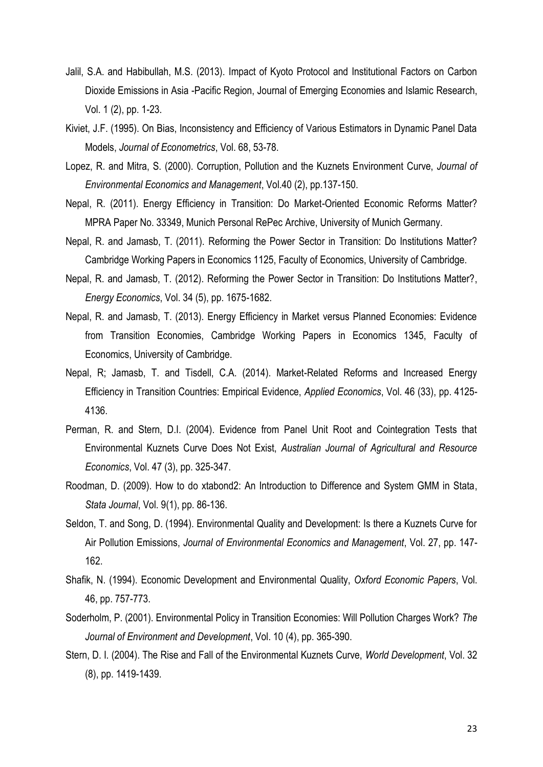Jalil, S.A. and Habibullah, M.S. (2013). Impact of Kyoto Protocol and Institutional Factors on Carbon Dioxide Emissions in Asia -Pacific Region, Journal of Emerging Economies and Islamic Research, Vol. 1 (2), pp. 1-23.

Kiviet, J.F. (1995). On Bias, Inconsistency and Efficiency of Various Estimators in Dynamic Panel Data Models, *Journal of Econometrics*, Vol. 68, 53-78.

Lopez, R. and Mitra, S. (2000). Corruption, Pollution and the Kuznets Environment Curve, *Journal of Environmental Economics and Management*, Vol.40 (2), pp.137-150.

Nepal, R. (2011). Energy Efficiency in Transition: Do Market-Oriented Economic Reforms Matter? MPRA Paper No. 33349, Munich Personal RePec Archive, University of Munich Germany.

Nepal, R. and Jamasb, T. (2011). Reforming the Power Sector in Transition: Do Institutions Matter? Cambridge Working Papers in Economics 1125, Faculty of Economics, University of Cambridge.

Nepal, R. and Jamasb, T. (2012). Reforming the Power Sector in Transition: Do Institutions Matter?, *Energy Economics*, Vol. 34 (5), pp. 1675-1682.

Nepal, R. and Jamasb, T. (2013). Energy Efficiency in Market versus Planned Economies: Evidence from Transition Economies, Cambridge Working Papers in Economics 1345, Faculty of Economics, University of Cambridge.

Nepal, R; Jamasb, T. and Tisdell, C.A. (2014). Market-Related Reforms and Increased Energy Efficiency in Transition Countries: Empirical Evidence, *Applied Economics*, Vol. 46 (33), pp. 4125-4136.

Perman, R. and Stern, D.I. (2004). Evidence from Panel Unit Root and Cointegration Tests that Environmental Kuznets Curve Does Not Exist, *Australian Journal of Agricultural and Resource Economics*, Vol. 47 (3), pp. 325-347.

Roodman, D. (2009). How to do xtabond2: An Introduction to Difference and System GMM in Stata, *Stata Journal*, Vol. 9(1), pp. 86-136.

Seldon, T. and Song, D. (1994). Environmental Quality and Development: Is there a Kuznets Curve for Air Pollution Emissions, *Journal of Environmental Economics and Management*, Vol. 27, pp. 147-162.

Shafik, N. (1994). Economic Development and Environmental Quality, *Oxford Economic Papers*, Vol. 46, pp. 757-773.

Soderholm, P. (2001). Environmental Policy in Transition Economies: Will Pollution Charges Work? *The Journal of Environment and Development*, Vol. 10 (4), pp. 365-390.

Stern, D. I. (2004). The Rise and Fall of the Environmental Kuznets Curve, *World Development*, Vol. 32 (8), pp. 1419-1439.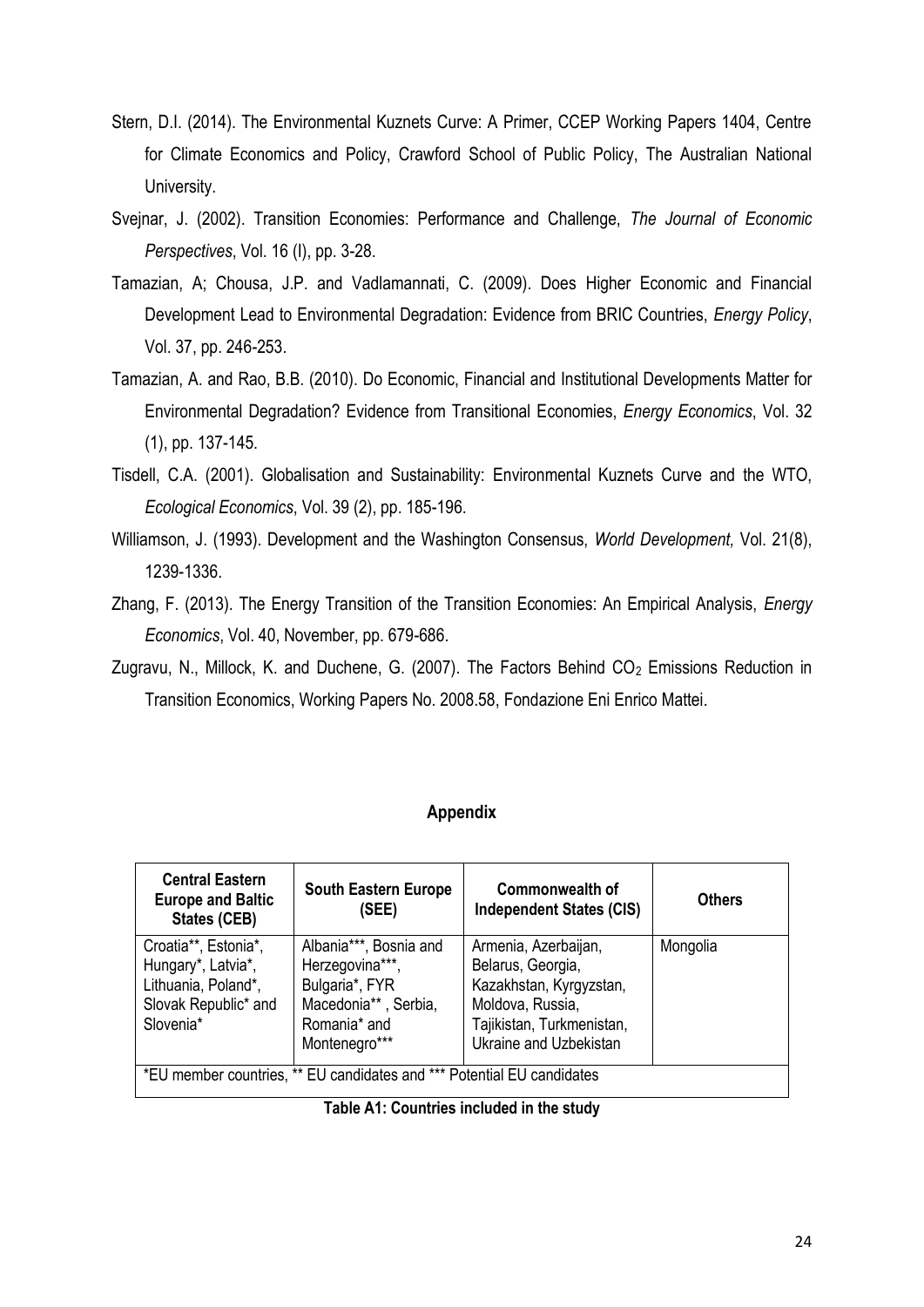Stern, D.I. (2014). The Environmental Kuznets Curve: A Primer, CCEP Working Papers 1404, Centre for Climate Economics and Policy, Crawford School of Public Policy, The Australian National University.

Svejnar, J. (2002). Transition Economies: Performance and Challenge, *The Journal of Economic Perspectives*, Vol. 16 (I), pp. 3-28.

Tamazian, A; Chousa, J.P. and Vadlamannati, C. (2009). Does Higher Economic and Financial Development Lead to Environmental Degradation: Evidence from BRIC Countries, *Energy Policy*, Vol. 37, pp. 246-253.

Tamazian, A. and Rao, B.B. (2010). Do Economic, Financial and Institutional Developments Matter for Environmental Degradation? Evidence from Transitional Economies, *Energy Economics*, Vol. 32 (1), pp. 137-145.

Tisdell, C.A. (2001). Globalisation and Sustainability: Environmental Kuznets Curve and the WTO, *Ecological Economics*, Vol. 39 (2), pp. 185-196.

Williamson, J. (1993). Development and the Washington Consensus, *World Development,* Vol. 21(8), 1239-1336.

Zhang, F. (2013). The Energy Transition of the Transition Economies: An Empirical Analysis, *Energy Economics*, Vol. 40, November, pp. 679-686.

Zugravu, N., Millock, K. and Duchene, G. (2007). The Factors Behind $CO_2$ Emissions Reduction in Transition Economics, Working Papers No. 2008.58, Fondazione Eni Enrico Mattei.

## Appendix

| Central Eastern Europe and Baltic States (CEB) | South Eastern Europe (SEE) | Commonwealth of Independent States (CIS) | Others |
|---|---|---|---|
| Croatia**, Estonia*, Hungary*, Latvia*, Lithuania, Poland*, Slovak Republic* and Slovenia* | Albania***, Bosnia and Herzegovina***, Bulgaria*, FYR Macedonia**, Serbia, Romania* and Montenegro*** | Armenia, Azerbaijan, Belarus, Georgia, Kazakhstan, Kyrgyzstan, Moldova, Russia, Tajikistan, Turkmenistan, Ukraine and Uzbekistan | Mongolia |
| *EU member countries, ** EU candidates and *** Potential EU candidates | | | |

**Table A1: Countries included in the study**